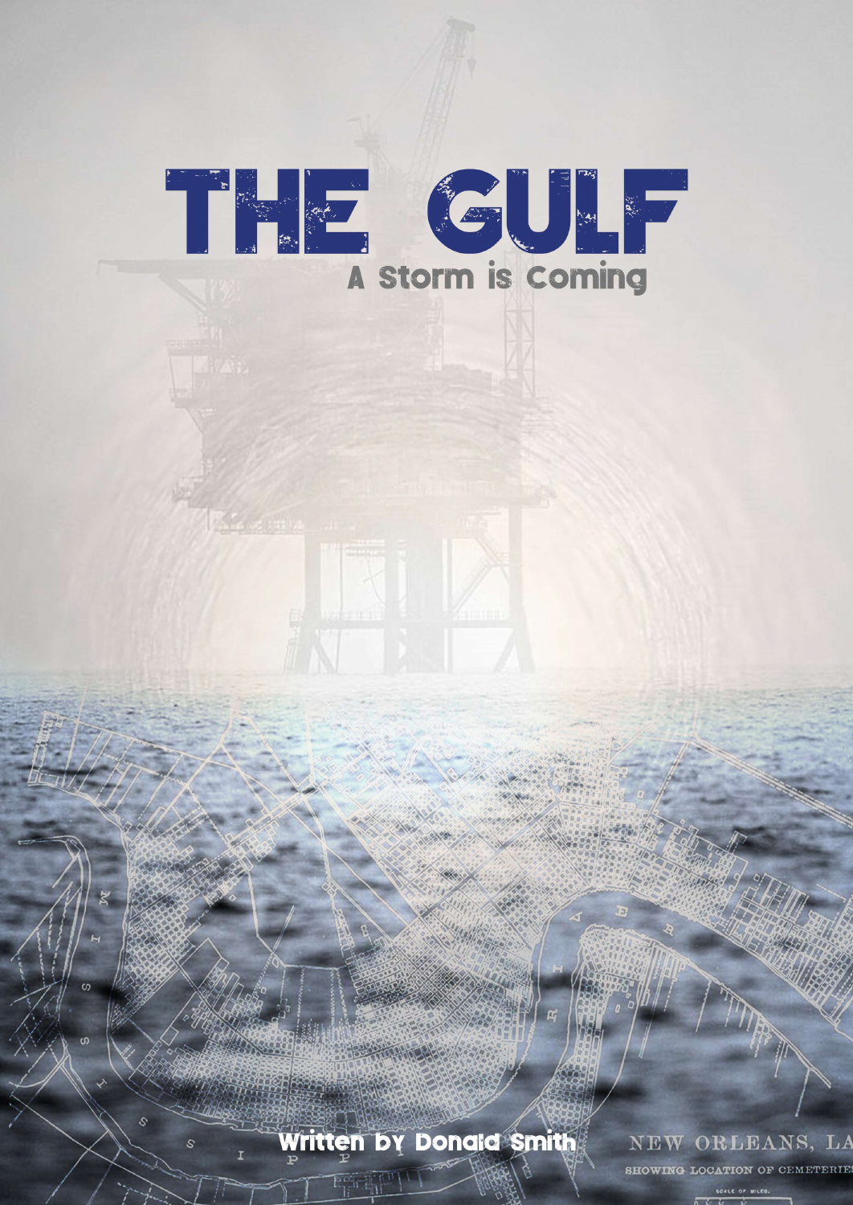# THE GULF

## A Storm is Coming

Written by Donald Smith

NEW ORLEANS, LA

SHOWING LOCATION OF CEMETERIES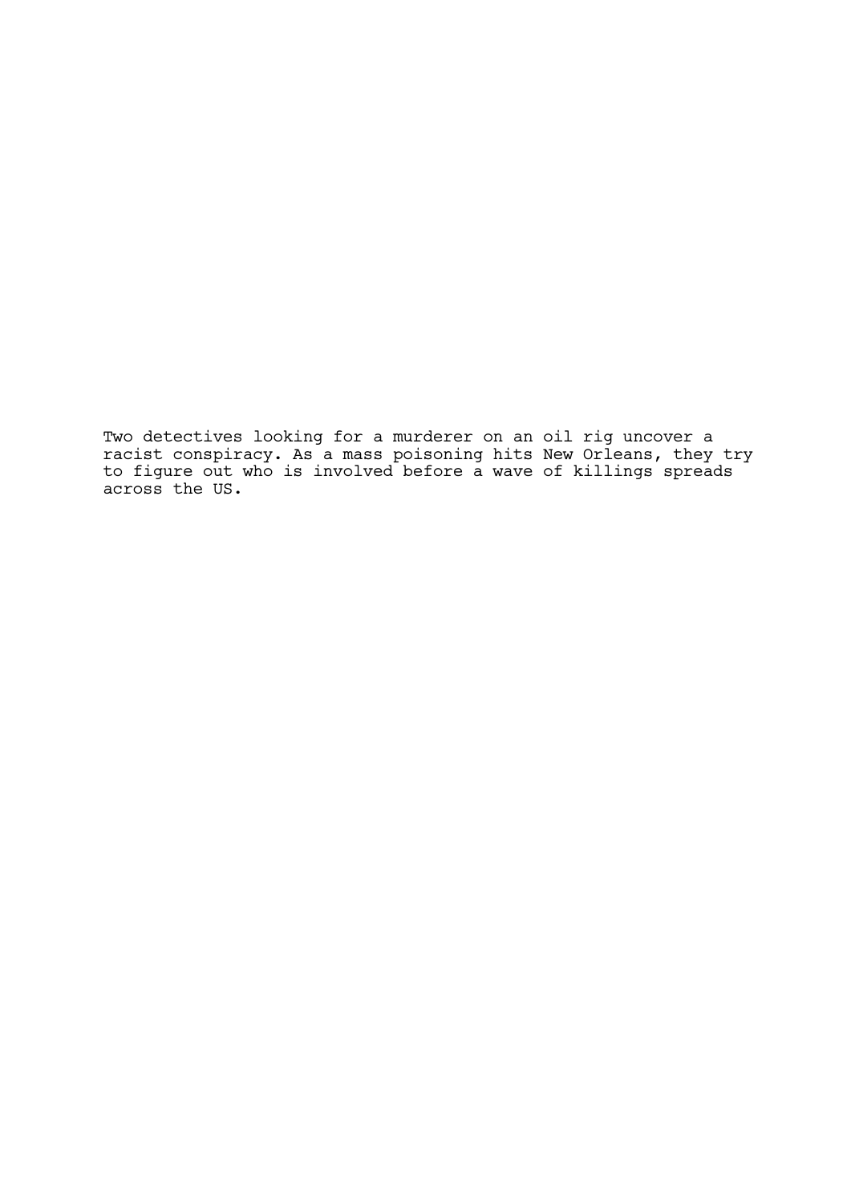Two detectives looking for a murderer on an oil rig uncover a racist conspiracy. As a mass poisoning hits New Orleans, they try to figure out who is involved before a wave of killings spreads across the US.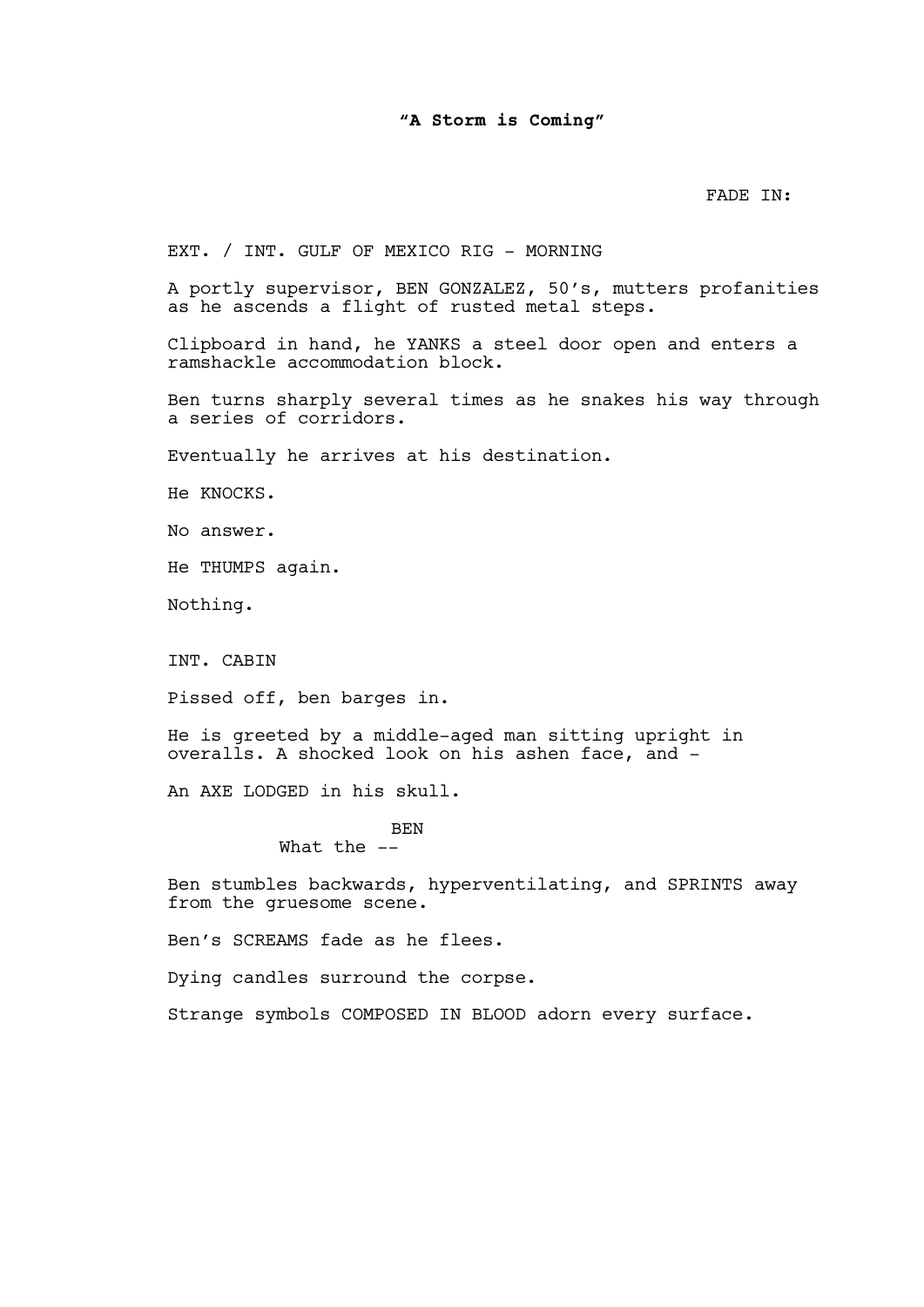**"A Storm is Coming"**

FADE IN:

EXT. / INT. GULF OF MEXICO RIG - MORNING

A portly supervisor, BEN GONZALEZ, 50's, mutters profanities as he ascends a flight of rusted metal steps.

Clipboard in hand, he YANKS a steel door open and enters a ramshackle accommodation block.

Ben turns sharply several times as he snakes his way through a series of corridors.

Eventually he arrives at his destination.

He KNOCKS.

No answer.

He THUMPS again.

Nothing.

INT. CABIN

Pissed off, ben barges in.

He is greeted by a middle-aged man sitting upright in overalls. A shocked look on his ashen face, and -

An AXE LODGED in his skull.

BEN
What the --

Ben stumbles backwards, hyperventilating, and SPRINTS away from the gruesome scene.

Ben's SCREAMS fade as he flees.

Dying candles surround the corpse.

Strange symbols COMPOSED IN BLOOD adorn every surface.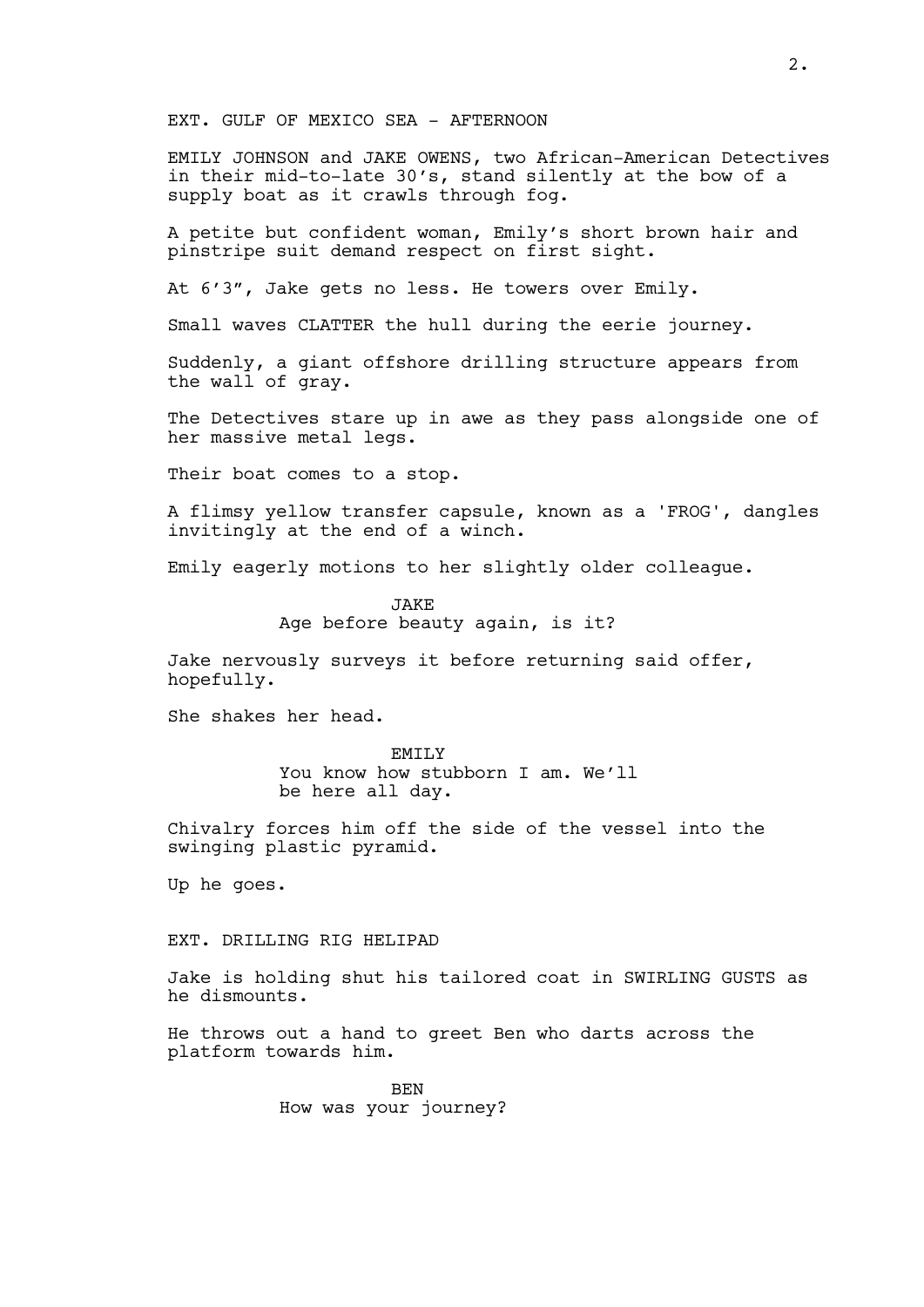EXT. GULF OF MEXICO SEA - AFTERNOON

EMILY JOHNSON and JAKE OWENS, two African-American Detectives in their mid-to-late 30's, stand silently at the bow of a supply boat as it crawls through fog.

A petite but confident woman, Emily's short brown hair and pinstripe suit demand respect on first sight.

At 6'3", Jake gets no less. He towers over Emily.

Small waves CLATTER the hull during the eerie journey.

Suddenly, a giant offshore drilling structure appears from the wall of gray.

The Detectives stare up in awe as they pass alongside one of her massive metal legs.

Their boat comes to a stop.

A flimsy yellow transfer capsule, known as a 'FROG', dangles invitingly at the end of a winch.

Emily eagerly motions to her slightly older colleague.

JAKE
Age before beauty again, is it?

Jake nervously surveys it before returning said offer, hopefully.

She shakes her head.

EMILY
You know how stubborn I am. We'll be here all day.

Chivalry forces him off the side of the vessel into the swinging plastic pyramid.

Up he goes.

EXT. DRILLING RIG HELIPAD

Jake is holding shut his tailored coat in SWIRLING GUSTS as he dismounts.

He throws out a hand to greet Ben who darts across the platform towards him.

BEN
How was your journey?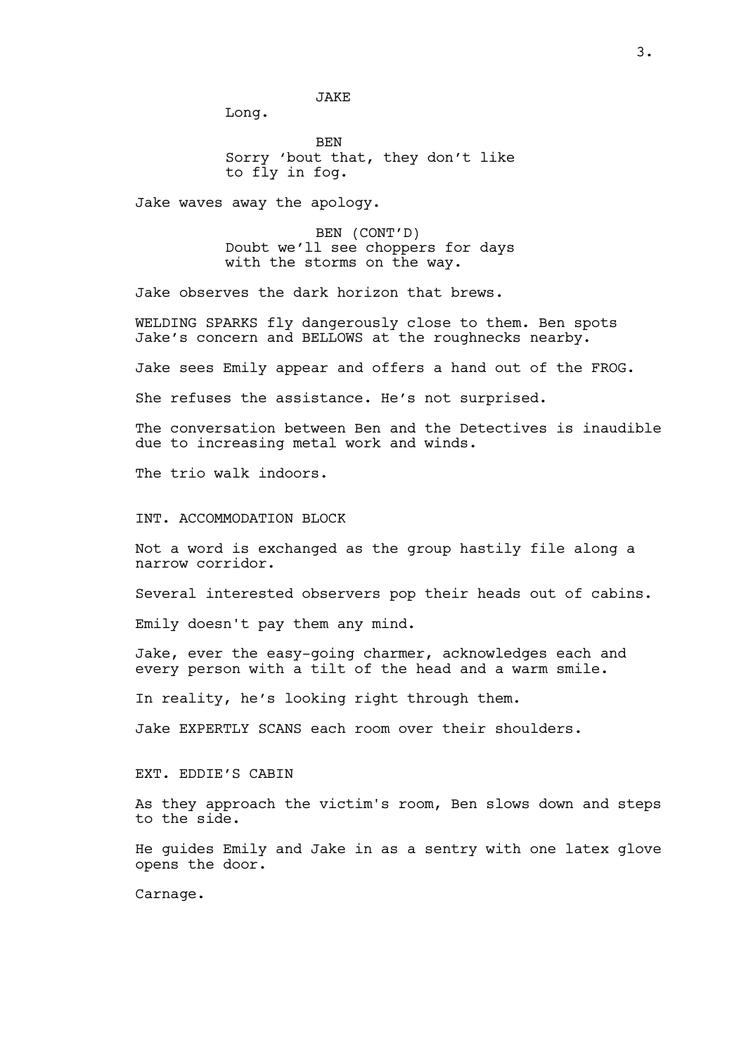JAKE

Long.

BEN

Sorry 'bout that, they don't like to fly in fog.

Jake waves away the apology.

BEN (CONT'D)

Doubt we'll see choppers for days with the storms on the way.

Jake observes the dark horizon that brews.

WELDING SPARKS fly dangerously close to them. Ben spots Jake's concern and BELLOWS at the roughnecks nearby.

Jake sees Emily appear and offers a hand out of the FROG.

She refuses the assistance. He's not surprised.

The conversation between Ben and the Detectives is inaudible due to increasing metal work and winds.

The trio walk indoors.

INT. ACCOMMODATION BLOCK

Not a word is exchanged as the group hastily file along a narrow corridor.

Several interested observers pop their heads out of cabins.

Emily doesn't pay them any mind.

Jake, ever the easy-going charmer, acknowledges each and every person with a tilt of the head and a warm smile.

In reality, he's looking right through them.

Jake EXPERTLY SCANS each room over their shoulders.

EXT. EDDIE'S CABIN

As they approach the victim's room, Ben slows down and steps to the side.

He guides Emily and Jake in as a sentry with one latex glove opens the door.

Carnage.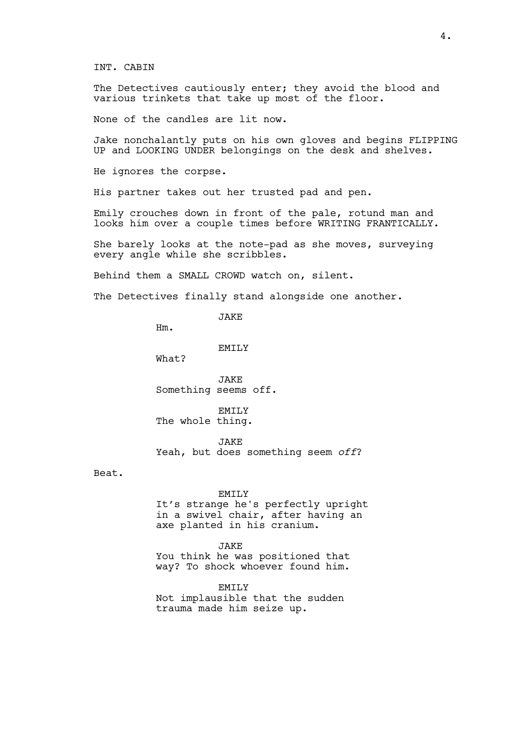INT. CABIN

The Detectives cautiously enter; they avoid the blood and various trinkets that take up most of the floor.

None of the candles are lit now.

Jake nonchalantly puts on his own gloves and begins FLIPPING UP and LOOKING UNDER belongings on the desk and shelves.

He ignores the corpse.

His partner takes out her trusted pad and pen.

Emily crouches down in front of the pale, rotund man and looks him over a couple times before WRITING FRANTICALLY.

She barely looks at the note-pad as she moves, surveying every angle while she scribbles.

Behind them a SMALL CROWD watch on, silent.

The Detectives finally stand alongside one another.

JAKE
Hm.

EMILY
What?

JAKE
Something seems off.

EMILY
The whole thing.

JAKE
Yeah, but does something seem *off*?

Beat.

EMILY
It's strange he's perfectly upright in a swivel chair, after having an axe planted in his cranium.

JAKE
You think he was positioned that way? To shock whoever found him.

EMILY
Not implausible that the sudden trauma made him seize up.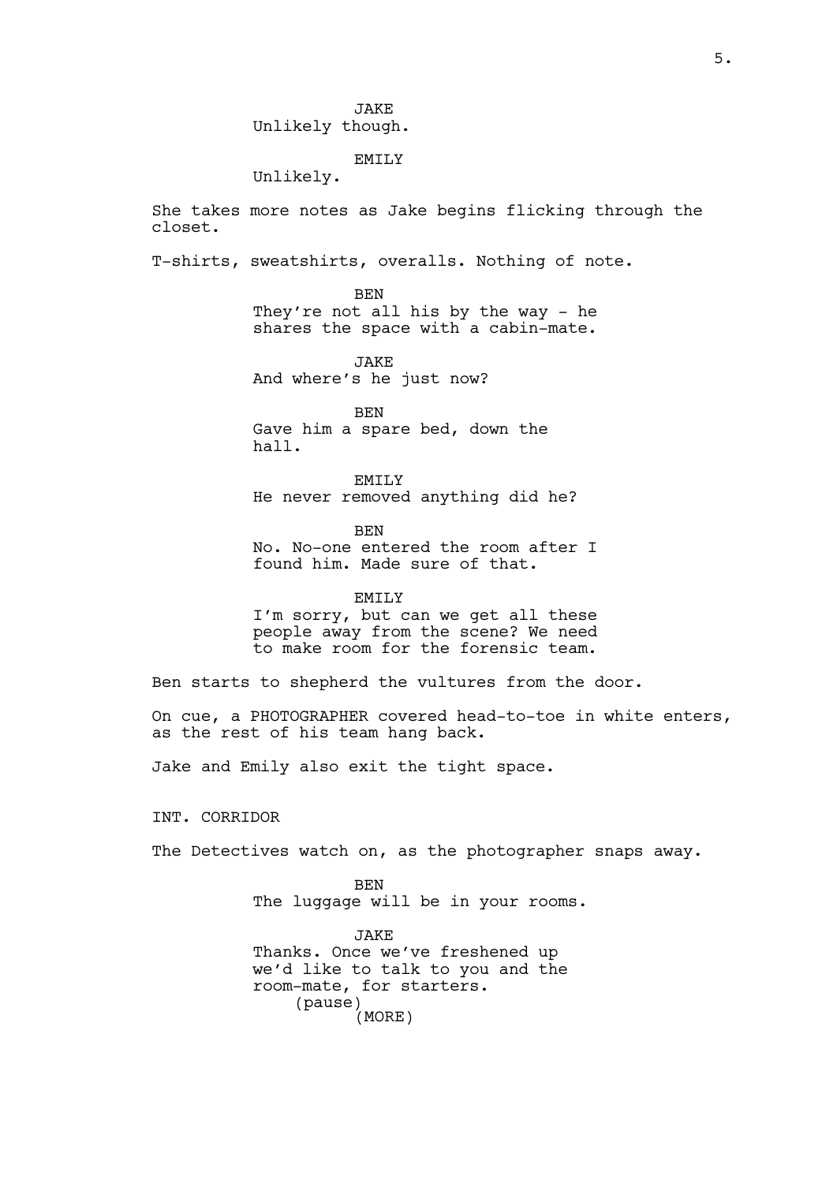JAKE
Unlikely though.

EMILY
Unlikely.

She takes more notes as Jake begins flicking through the closet.

T-shirts, sweatshirts, overalls. Nothing of note.

BEN
They're not all his by the way - he shares the space with a cabin-mate.

JAKE
And where's he just now?

BEN
Gave him a spare bed, down the hall.

EMILY
He never removed anything did he?

BEN
No. No-one entered the room after I found him. Made sure of that.

EMILY
I'm sorry, but can we get all these people away from the scene? We need to make room for the forensic team.

Ben starts to shepherd the vultures from the door.

On cue, a PHOTOGRAPHER covered head-to-toe in white enters, as the rest of his team hang back.

Jake and Emily also exit the tight space.

INT. CORRIDOR

The Detectives watch on, as the photographer snaps away.

BEN
The luggage will be in your rooms.

JAKE
Thanks. Once we've freshened up we'd like to talk to you and the room-mate, for starters.
(pause)
(MORE)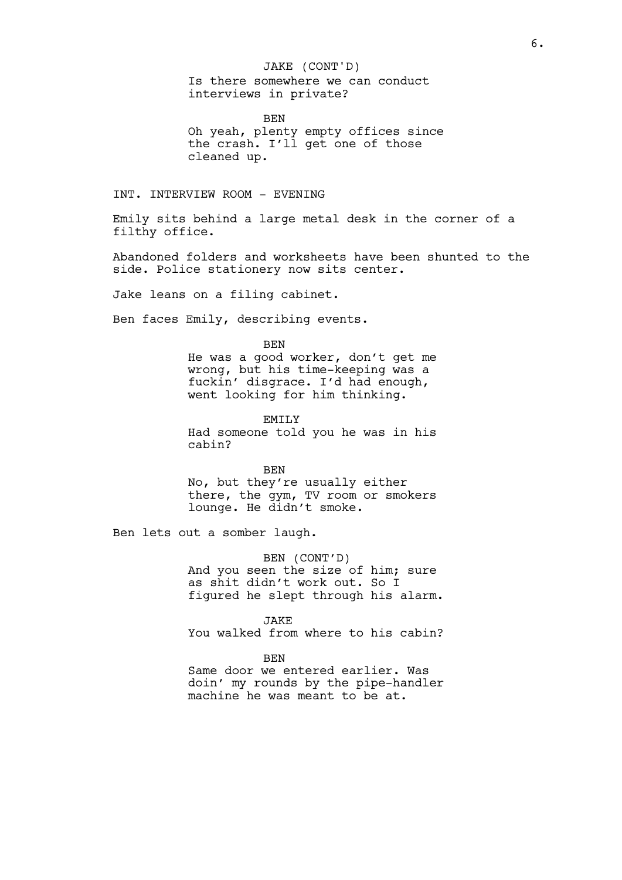JAKE (CONT'D)
Is there somewhere we can conduct interviews in private?

BEN
Oh yeah, plenty empty offices since the crash. I'll get one of those cleaned up.

INT. INTERVIEW ROOM - EVENING

Emily sits behind a large metal desk in the corner of a filthy office.

Abandoned folders and worksheets have been shunted to the side. Police stationery now sits center.

Jake leans on a filing cabinet.

Ben faces Emily, describing events.

BEN
He was a good worker, don't get me wrong, but his time-keeping was a fuckin' disgrace. I'd had enough, went looking for him thinking.

EMILY
Had someone told you he was in his cabin?

BEN
No, but they're usually either there, the gym, TV room or smokers lounge. He didn't smoke.

Ben lets out a somber laugh.

BEN (CONT'D)
And you seen the size of him; sure as shit didn't work out. So I figured he slept through his alarm.

JAKE
You walked from where to his cabin?

BEN
Same door we entered earlier. Was doin' my rounds by the pipe-handler machine he was meant to be at.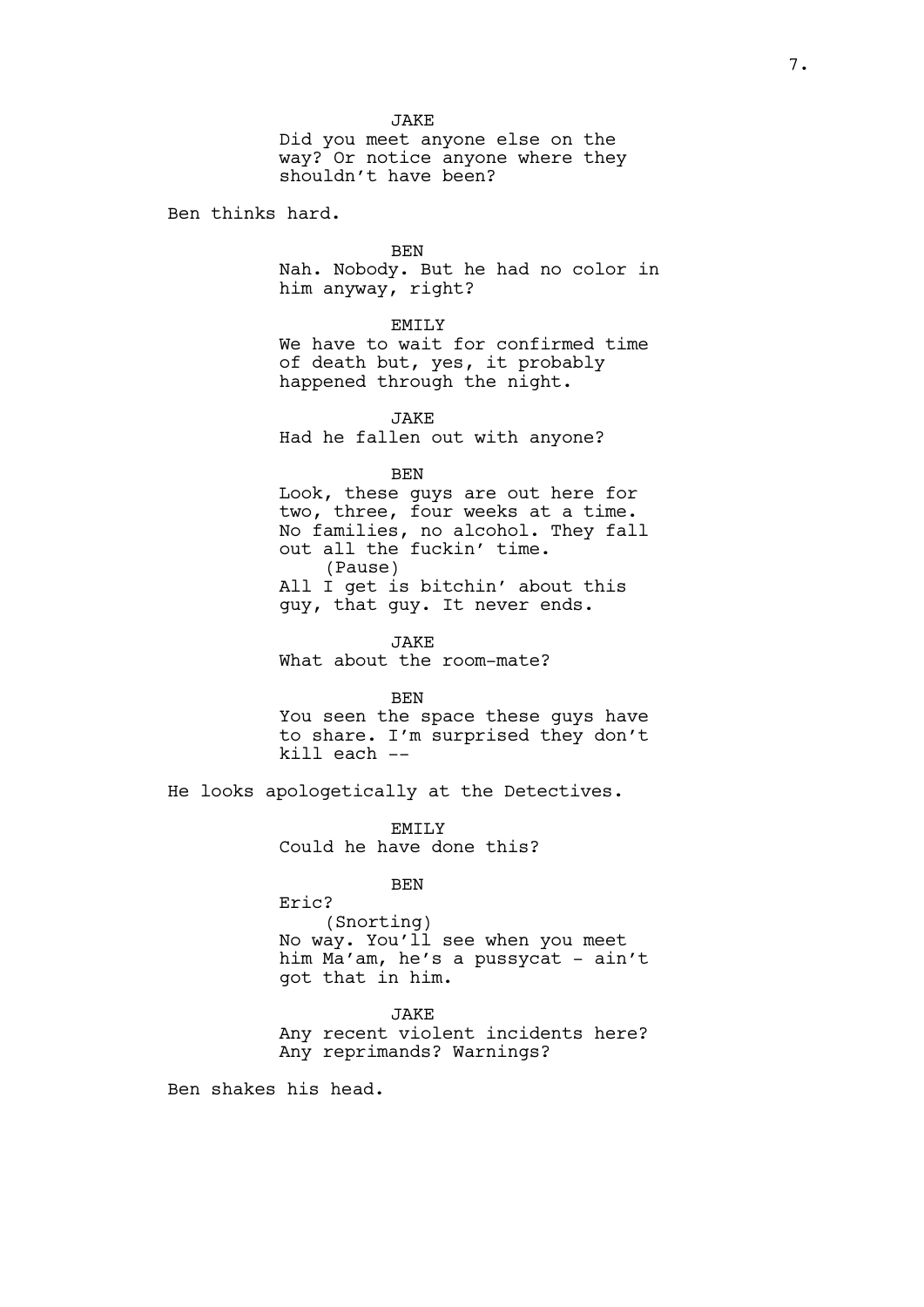JAKE
Did you meet anyone else on the way? Or notice anyone where they shouldn't have been?

Ben thinks hard.

BEN
Nah. Nobody. But he had no color in him anyway, right?

EMILY
We have to wait for confirmed time of death but, yes, it probably happened through the night.

JAKE
Had he fallen out with anyone?

BEN
Look, these guys are out here for two, three, four weeks at a time. No families, no alcohol. They fall out all the fuckin' time.
(Pause)
All I get is bitchin' about this guy, that guy. It never ends.

JAKE
What about the room-mate?

BEN
You seen the space these guys have to share. I'm surprised they don't kill each --

He looks apologetically at the Detectives.

EMILY
Could he have done this?

BEN
Eric?
(Snorting)
No way. You'll see when you meet him Ma'am, he's a pussycat - ain't got that in him.

JAKE
Any recent violent incidents here? Any reprimands? Warnings?

Ben shakes his head.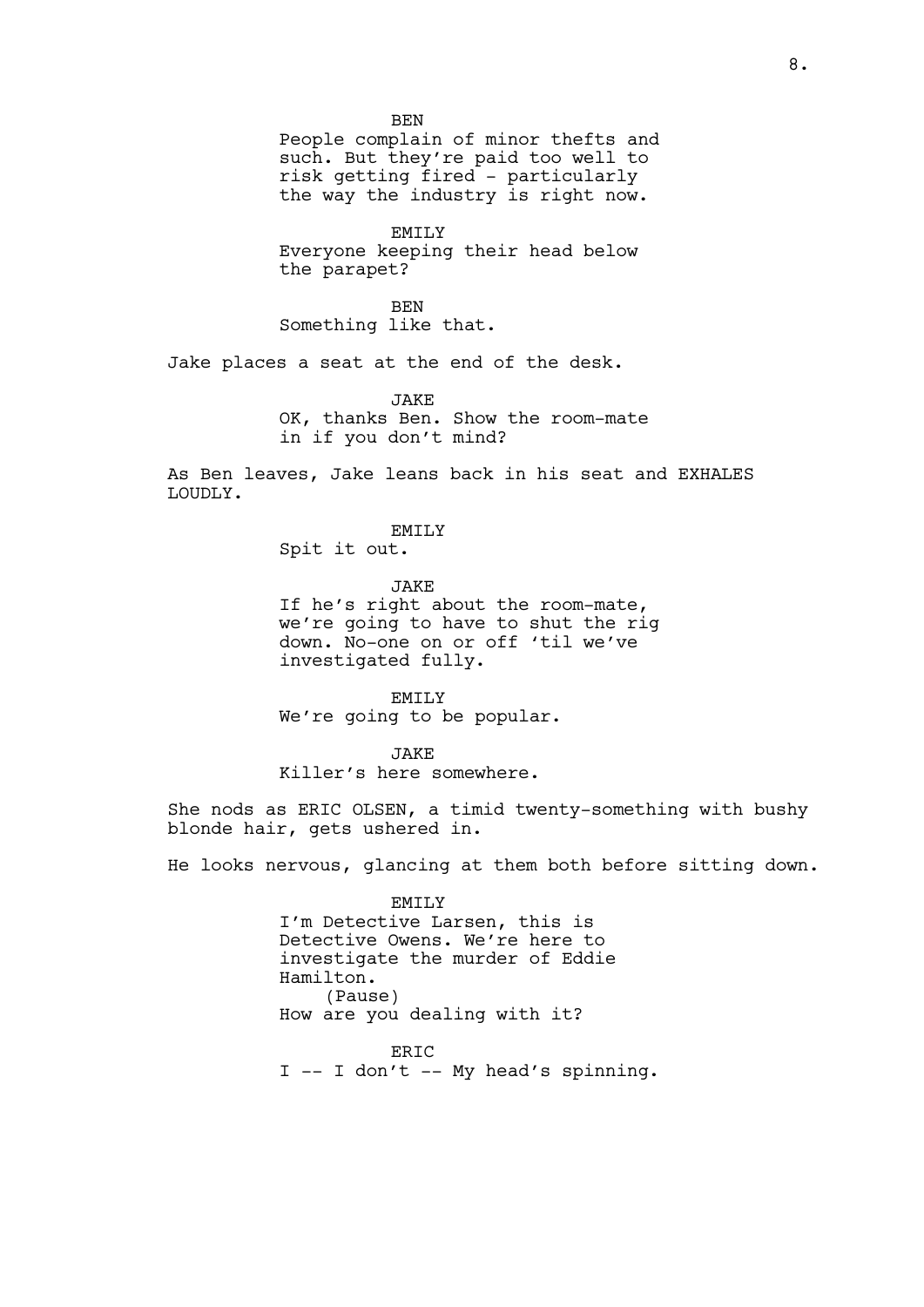BEN
People complain of minor thefts and such. But they're paid too well to risk getting fired - particularly the way the industry is right now.

EMILY
Everyone keeping their head below the parapet?

BEN
Something like that.

Jake places a seat at the end of the desk.

JAKE
OK, thanks Ben. Show the room-mate in if you don't mind?

As Ben leaves, Jake leans back in his seat and EXHALES LOUDLY.

EMILY
Spit it out.

JAKE
If he's right about the room-mate, we're going to have to shut the rig down. No-one on or off 'til we've investigated fully.

EMILY
We're going to be popular.

JAKE
Killer's here somewhere.

She nods as ERIC OLSEN, a timid twenty-something with bushy blonde hair, gets ushered in.

He looks nervous, glancing at them both before sitting down.

EMILY
I'm Detective Larsen, this is Detective Owens. We're here to investigate the murder of Eddie Hamilton.
(Pause)
How are you dealing with it?

ERIC
I -- I don't -- My head's spinning.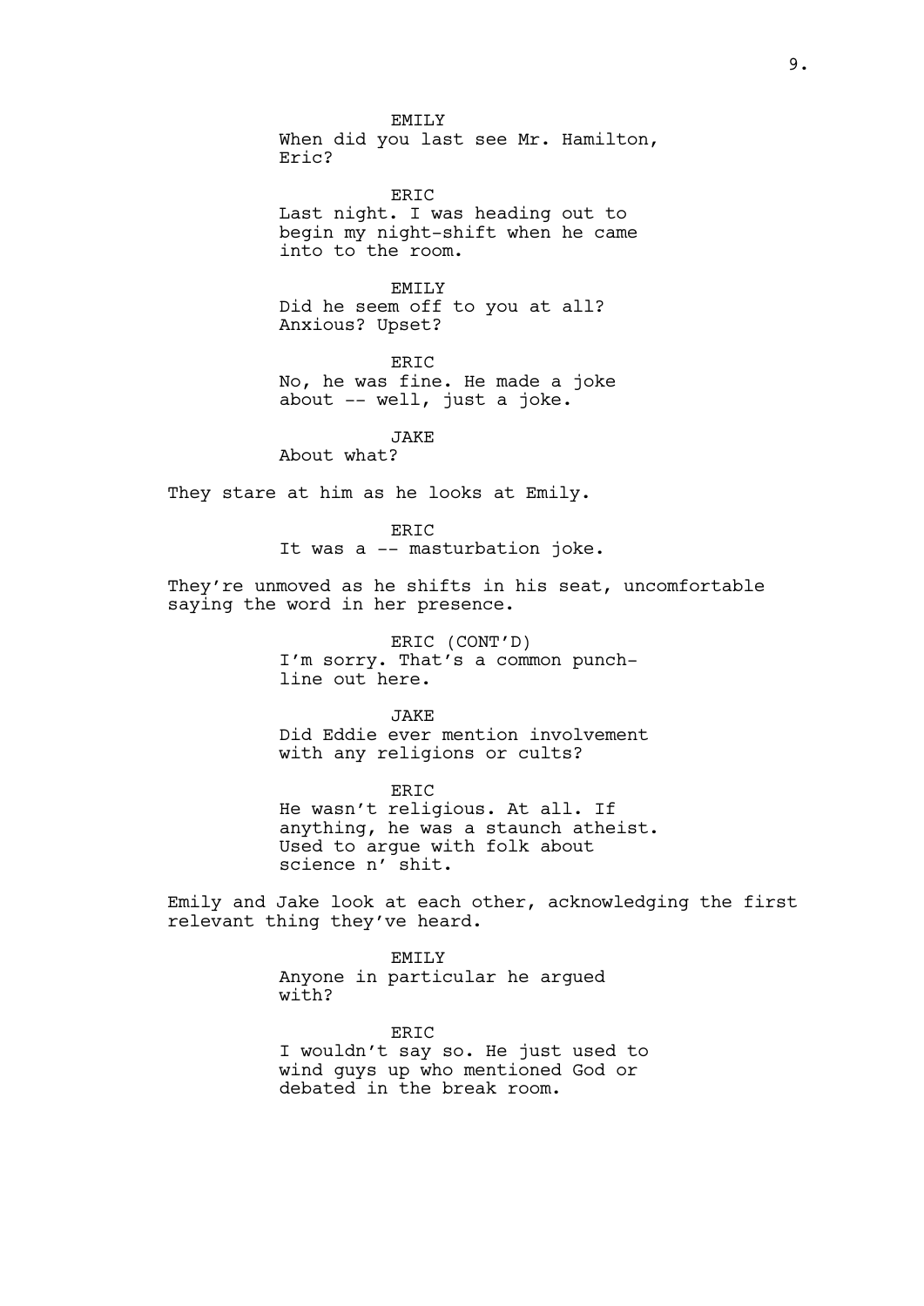EMILY
When did you last see Mr. Hamilton, Eric?

ERIC
Last night. I was heading out to begin my night-shift when he came into to the room.

EMILY
Did he seem off to you at all? Anxious? Upset?

ERIC
No, he was fine. He made a joke about -- well, just a joke.

JAKE
About what?

They stare at him as he looks at Emily.

ERIC
It was a -- masturbation joke.

They're unmoved as he shifts in his seat, uncomfortable saying the word in her presence.

ERIC (CONT'D)
I'm sorry. That's a common punch-line out here.

JAKE
Did Eddie ever mention involvement with any religions or cults?

ERIC
He wasn't religious. At all. If anything, he was a staunch atheist. Used to argue with folk about science n' shit.

Emily and Jake look at each other, acknowledging the first relevant thing they've heard.

EMILY
Anyone in particular he argued with?

ERIC
I wouldn't say so. He just used to wind guys up who mentioned God or debated in the break room.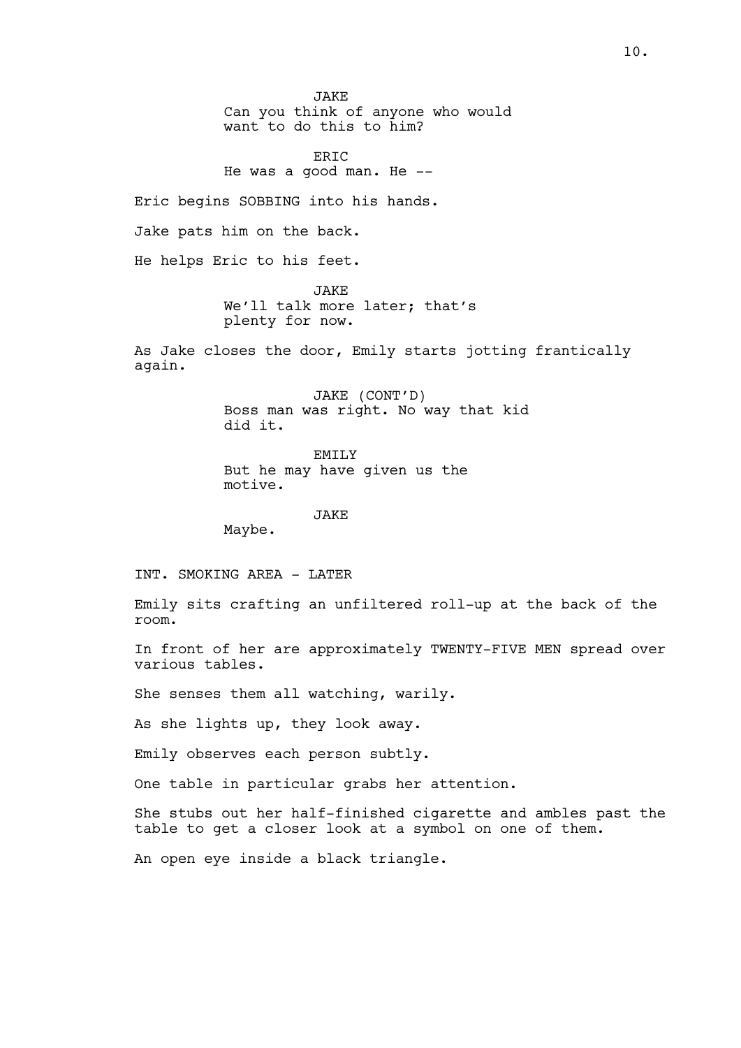JAKE
Can you think of anyone who would want to do this to him?

ERIC
He was a good man. He --

Eric begins SOBBING into his hands.

Jake pats him on the back.

He helps Eric to his feet.

JAKE
We'll talk more later; that's plenty for now.

As Jake closes the door, Emily starts jotting frantically again.

JAKE (CONT'D)
Boss man was right. No way that kid did it.

EMILY
But he may have given us the motive.

JAKE
Maybe.

INT. SMOKING AREA - LATER

Emily sits crafting an unfiltered roll-up at the back of the room.

In front of her are approximately TWENTY-FIVE MEN spread over various tables.

She senses them all watching, warily.

As she lights up, they look away.

Emily observes each person subtly.

One table in particular grabs her attention.

She stubs out her half-finished cigarette and ambles past the table to get a closer look at a symbol on one of them.

An open eye inside a black triangle.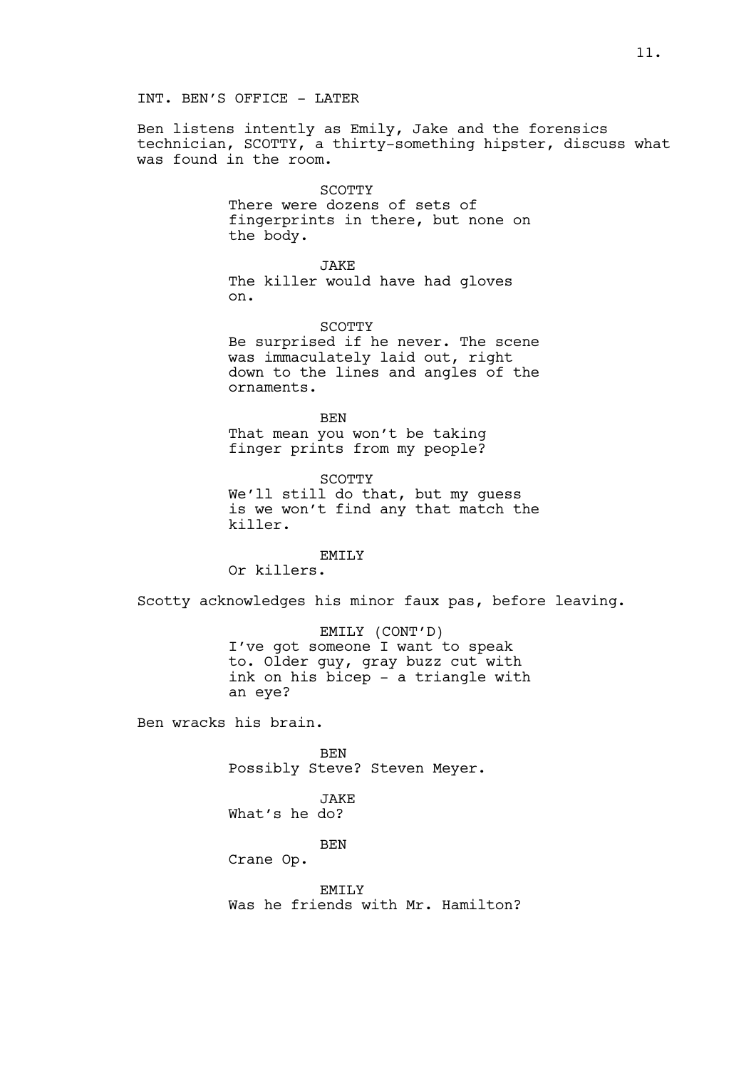INT. BEN'S OFFICE - LATER

Ben listens intently as Emily, Jake and the forensics technician, SCOTTY, a thirty-something hipster, discuss what was found in the room.

SCOTTY
There were dozens of sets of fingerprints in there, but none on the body.

JAKE
The killer would have had gloves on.

SCOTTY
Be surprised if he never. The scene was immaculately laid out, right down to the lines and angles of the ornaments.

BEN
That mean you won't be taking finger prints from my people?

SCOTTY
We'll still do that, but my guess is we won't find any that match the killer.

EMILY
Or killers.

Scotty acknowledges his minor faux pas, before leaving.

EMILY (CONT'D)
I've got someone I want to speak to. Older guy, gray buzz cut with ink on his bicep - a triangle with an eye?

Ben wracks his brain.

BEN
Possibly Steve? Steven Meyer.

JAKE
What's he do?

BEN
Crane Op.

EMILY
Was he friends with Mr. Hamilton?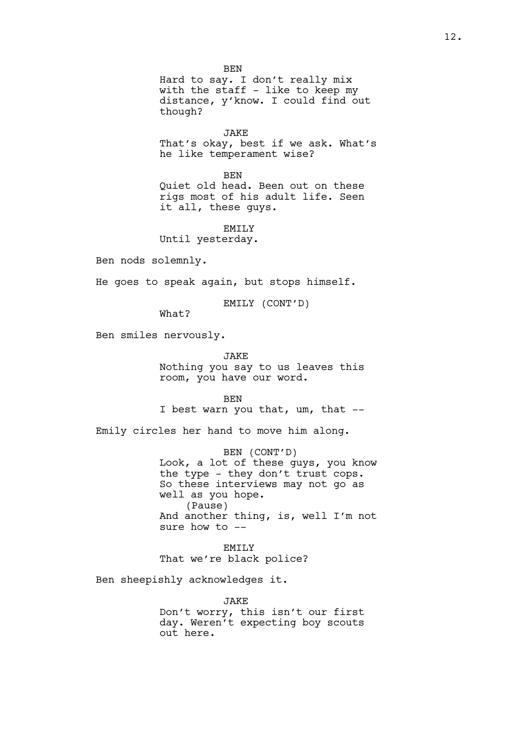BEN
Hard to say. I don't really mix with the staff - like to keep my distance, y'know. I could find out though?

JAKE
That's okay, best if we ask. What's he like temperament wise?

BEN
Quiet old head. Been out on these rigs most of his adult life. Seen it all, these guys.

EMILY
Until yesterday.

Ben nods solemnly.

He goes to speak again, but stops himself.

EMILY (CONT'D)
What?

Ben smiles nervously.

JAKE
Nothing you say to us leaves this room, you have our word.

BEN
I best warn you that, um, that --

Emily circles her hand to move him along.

BEN (CONT'D)
Look, a lot of these guys, you know the type - they don't trust cops. So these interviews may not go as well as you hope.
(Pause)
And another thing, is, well I'm not sure how to --

EMILY
That we're black police?

Ben sheepishly acknowledges it.

JAKE
Don't worry, this isn't our first day. Weren't expecting boy scouts out here.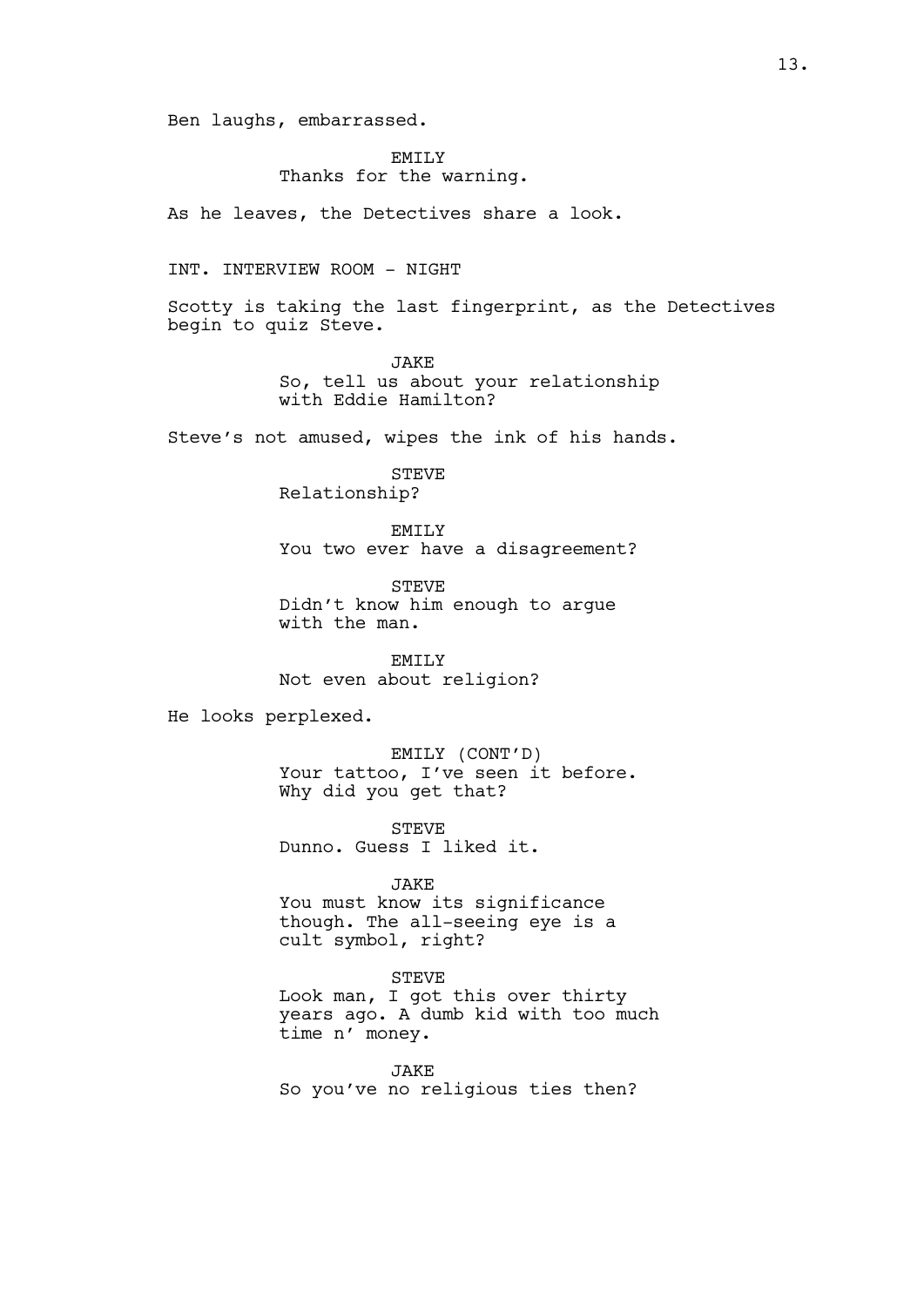Ben laughs, embarrassed.

EMILY
Thanks for the warning.

As he leaves, the Detectives share a look.

INT. INTERVIEW ROOM - NIGHT

Scotty is taking the last fingerprint, as the Detectives begin to quiz Steve.

JAKE
So, tell us about your relationship with Eddie Hamilton?

Steve's not amused, wipes the ink of his hands.

STEVE
Relationship?

EMILY
You two ever have a disagreement?

STEVE
Didn't know him enough to argue with the man.

EMILY
Not even about religion?

He looks perplexed.

EMILY (CONT'D)
Your tattoo, I've seen it before. Why did you get that?

STEVE
Dunno. Guess I liked it.

JAKE
You must know its significance though. The all-seeing eye is a cult symbol, right?

STEVE
Look man, I got this over thirty years ago. A dumb kid with too much time n' money.

JAKE
So you've no religious ties then?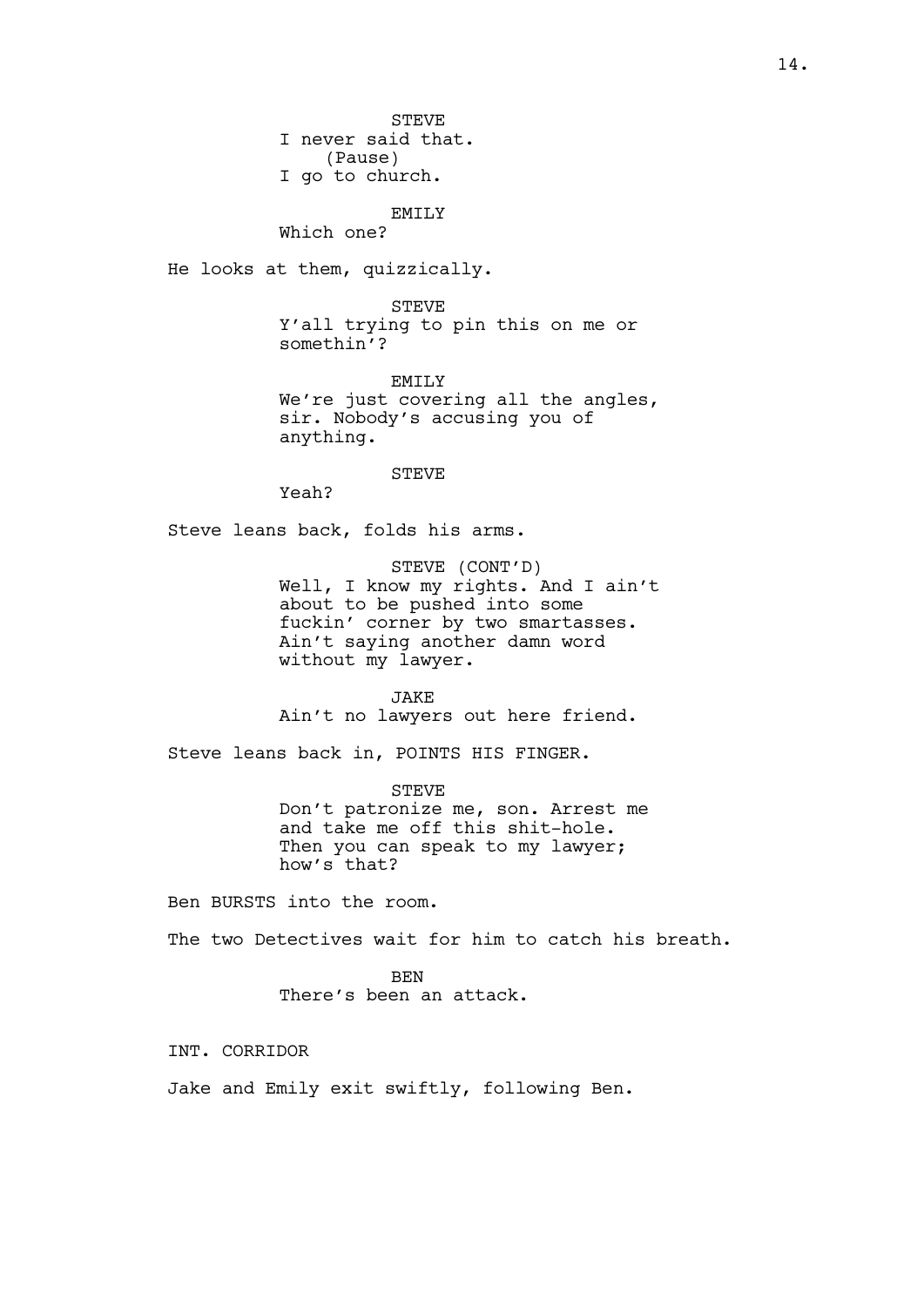STEVE
I never said that.
(Pause)
I go to church.

EMILY
Which one?

He looks at them, quizzically.

STEVE
Y'all trying to pin this on me or somethin'?

EMILY
We're just covering all the angles, sir. Nobody's accusing you of anything.

STEVE
Yeah?

Steve leans back, folds his arms.

STEVE (CONT'D)
Well, I know my rights. And I ain't about to be pushed into some fuckin' corner by two smartasses. Ain't saying another damn word without my lawyer.

JAKE
Ain't no lawyers out here friend.

Steve leans back in, POINTS HIS FINGER.

STEVE
Don't patronize me, son. Arrest me and take me off this shit-hole. Then you can speak to my lawyer; how's that?

Ben BURSTS into the room.

The two Detectives wait for him to catch his breath.

BEN
There's been an attack.

INT. CORRIDOR

Jake and Emily exit swiftly, following Ben.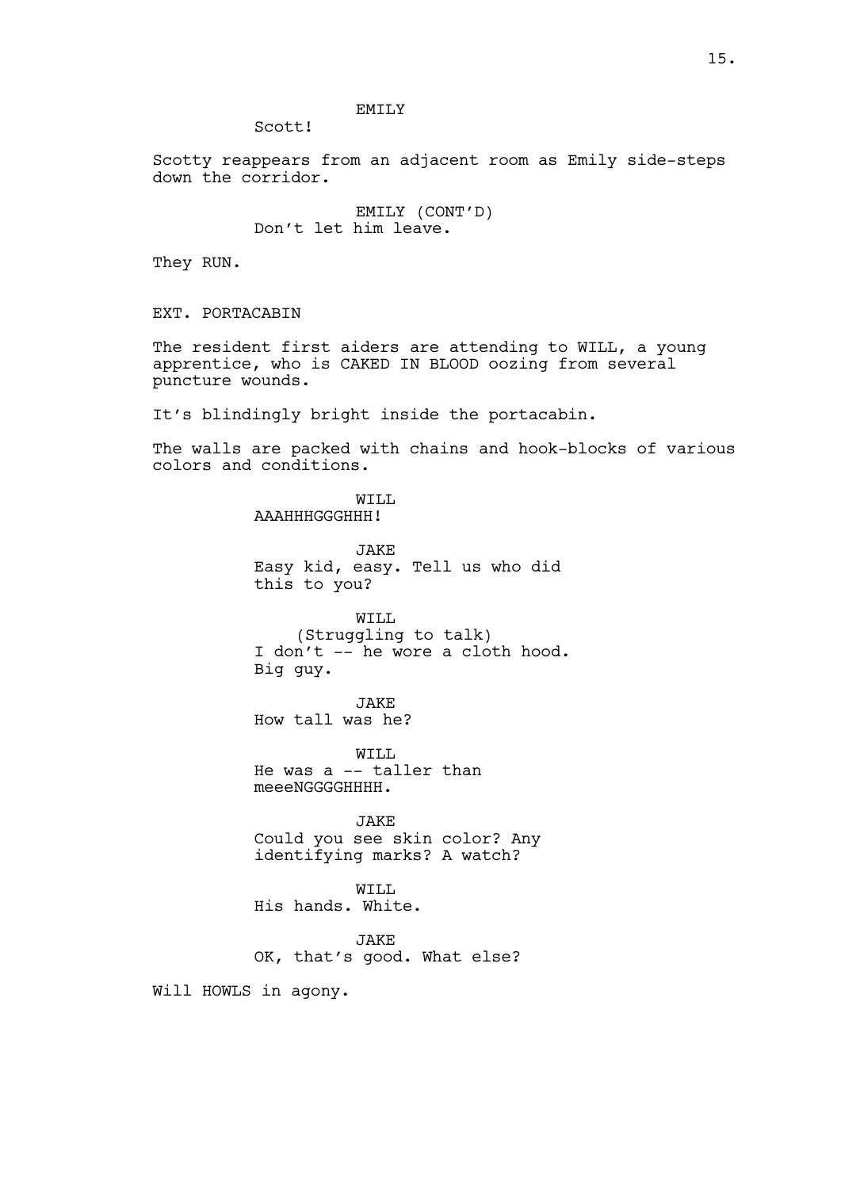EMILY

Scott!

Scotty reappears from an adjacent room as Emily side-steps down the corridor.

EMILY (CONT'D)

Don't let him leave.

They RUN.

EXT. PORTACABIN

The resident first aiders are attending to WILL, a young apprentice, who is CAKED IN BLOOD oozing from several puncture wounds.

It's blindingly bright inside the portacabin.

The walls are packed with chains and hook-blocks of various colors and conditions.

WILL

AAAHHHGGGHHH!

JAKE

Easy kid, easy. Tell us who did this to you?

WILL

(Struggling to talk)

I don't -- he wore a cloth hood. Big guy.

JAKE

How tall was he?

WILL

He was a -- taller than meeeNGGGGHHHH.

JAKE

Could you see skin color? Any identifying marks? A watch?

WILL

His hands. White.

JAKE

OK, that's good. What else?

Will HOWLS in agony.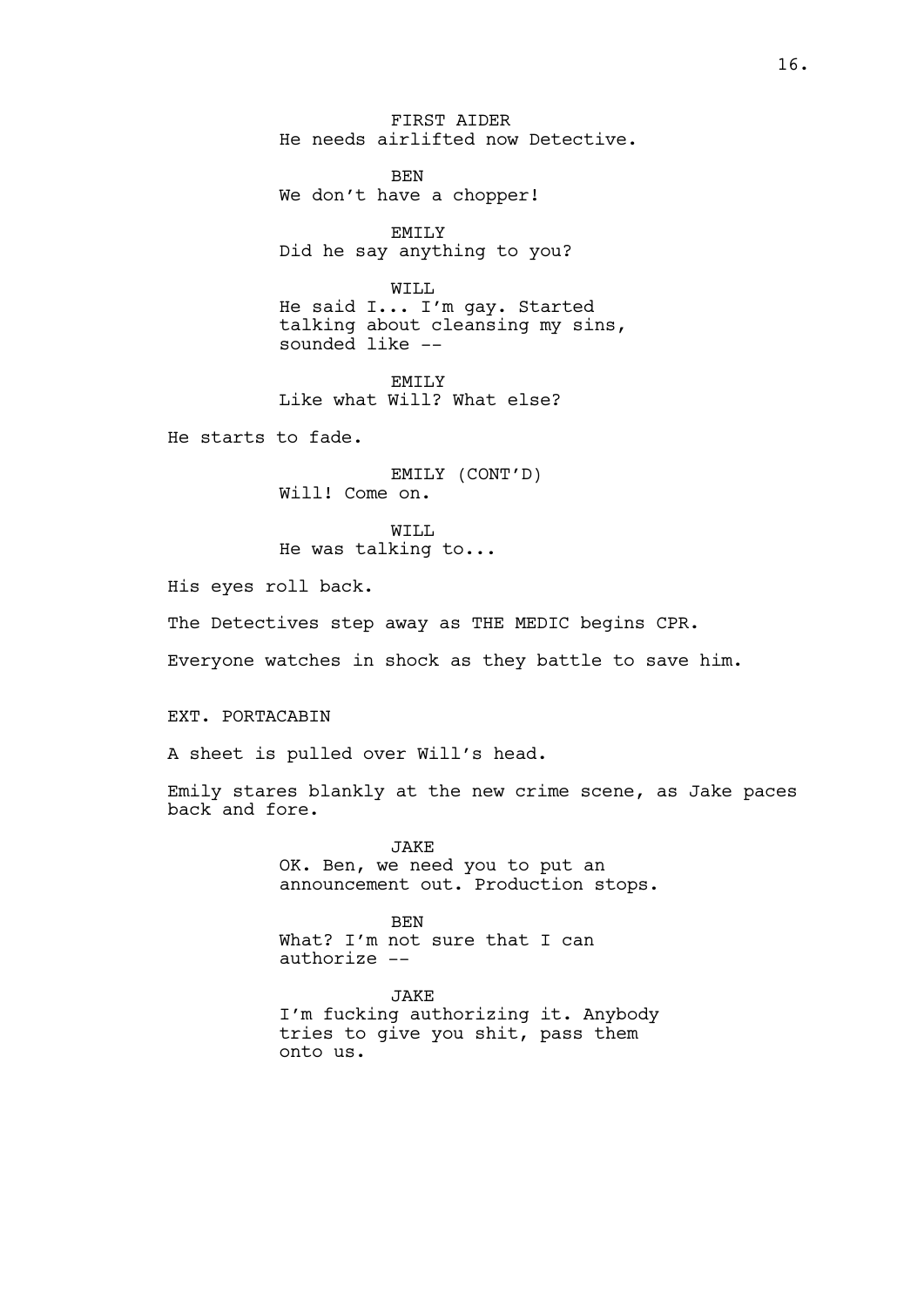FIRST AIDER
He needs airlifted now Detective.

BEN
We don't have a chopper!

EMILY
Did he say anything to you?

WILL
He said I... I'm gay. Started talking about cleansing my sins, sounded like --

EMILY
Like what Will? What else?

He starts to fade.

EMILY (CONT'D)
Will! Come on.

WILL
He was talking to...

His eyes roll back.

The Detectives step away as THE MEDIC begins CPR.

Everyone watches in shock as they battle to save him.

EXT. PORTACABIN

A sheet is pulled over Will's head.

Emily stares blankly at the new crime scene, as Jake paces back and fore.

JAKE
OK. Ben, we need you to put an announcement out. Production stops.

BEN
What? I'm not sure that I can authorize --

JAKE
I'm fucking authorizing it. Anybody tries to give you shit, pass them onto us.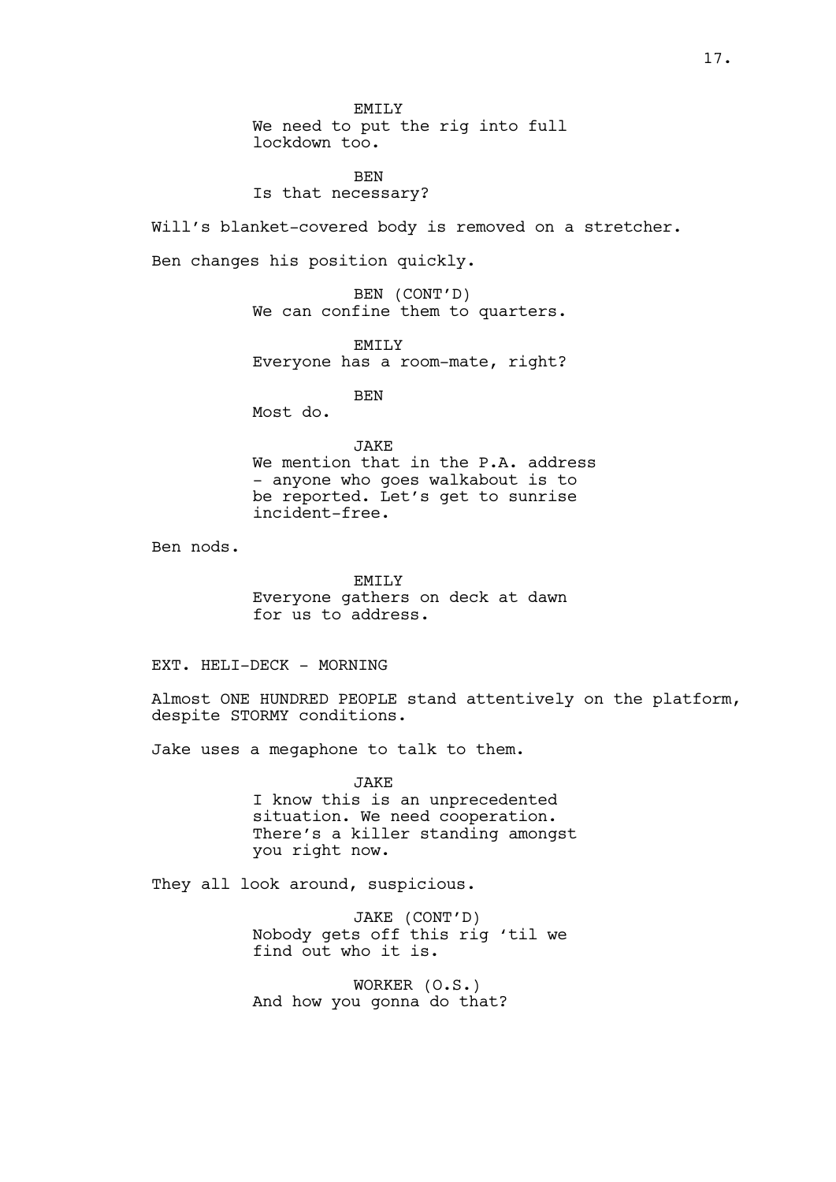EMILY
We need to put the rig into full lockdown too.

BEN
Is that necessary?

Will's blanket-covered body is removed on a stretcher.

Ben changes his position quickly.

BEN (CONT'D)
We can confine them to quarters.

EMILY
Everyone has a room-mate, right?

BEN
Most do.

JAKE
We mention that in the P.A. address - anyone who goes walkabout is to be reported. Let's get to sunrise incident-free.

Ben nods.

EMILY
Everyone gathers on deck at dawn for us to address.

EXT. HELI-DECK - MORNING

Almost ONE HUNDRED PEOPLE stand attentively on the platform, despite STORMY conditions.

Jake uses a megaphone to talk to them.

JAKE
I know this is an unprecedented situation. We need cooperation. There's a killer standing amongst you right now.

They all look around, suspicious.

JAKE (CONT'D)
Nobody gets off this rig 'til we find out who it is.

WORKER (O.S.)
And how you gonna do that?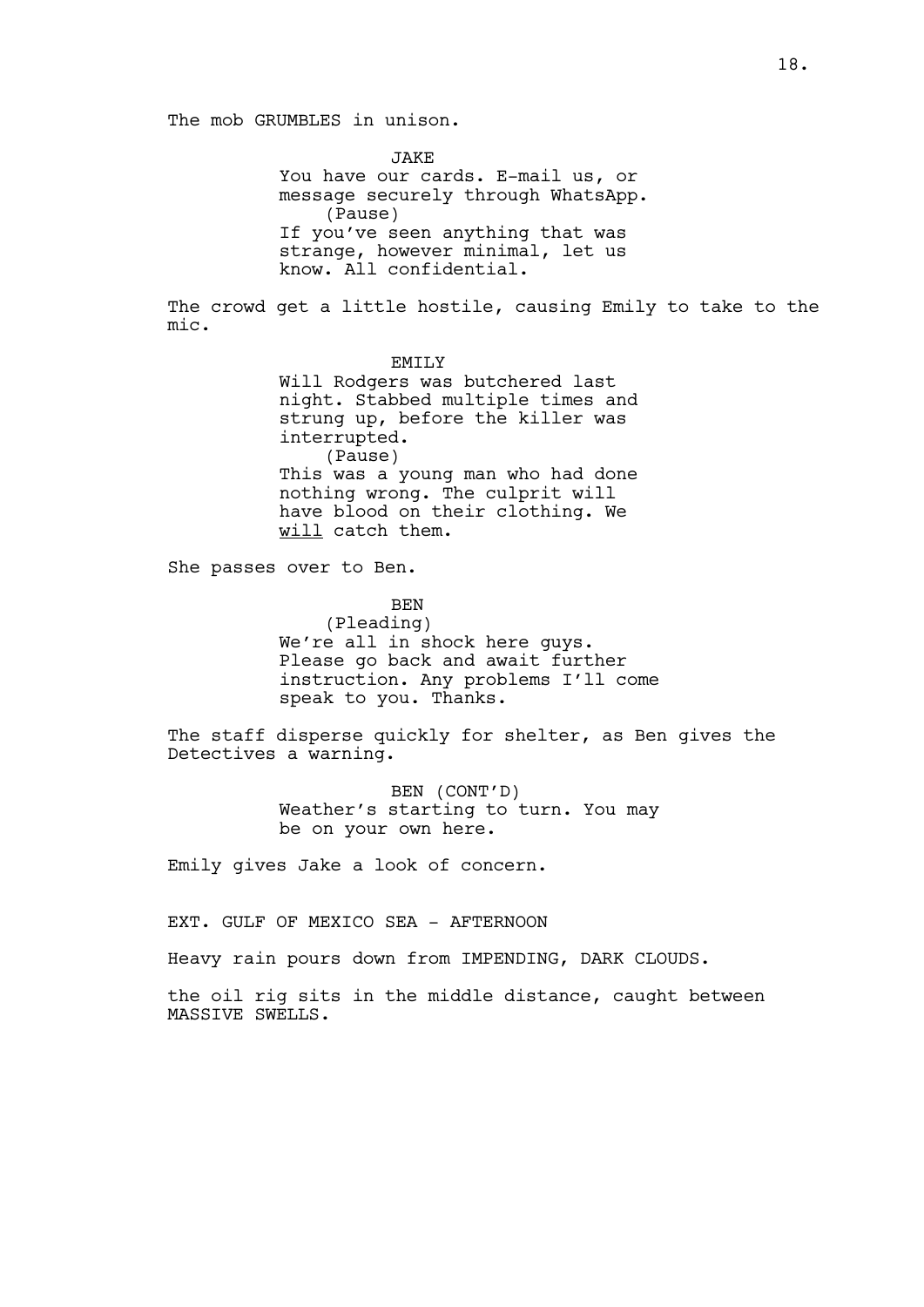The mob GRUMBLES in unison.

JAKE
You have our cards. E-mail us, or message securely through WhatsApp.
(Pause)
If you've seen anything that was strange, however minimal, let us know. All confidential.

The crowd get a little hostile, causing Emily to take to the mic.

EMILY
Will Rodgers was butchered last night. Stabbed multiple times and strung up, before the killer was interrupted.
(Pause)
This was a young man who had done nothing wrong. The culprit will have blood on their clothing. We <u>will</u> catch them.

She passes over to Ben.

BEN
(Pleading)
We're all in shock here guys. Please go back and await further instruction. Any problems I'll come speak to you. Thanks.

The staff disperse quickly for shelter, as Ben gives the Detectives a warning.

BEN (CONT'D)
Weather's starting to turn. You may be on your own here.

Emily gives Jake a look of concern.

EXT. GULF OF MEXICO SEA - AFTERNOON

Heavy rain pours down from IMPENDING, DARK CLOUDS.

the oil rig sits in the middle distance, caught between MASSIVE SWELLS.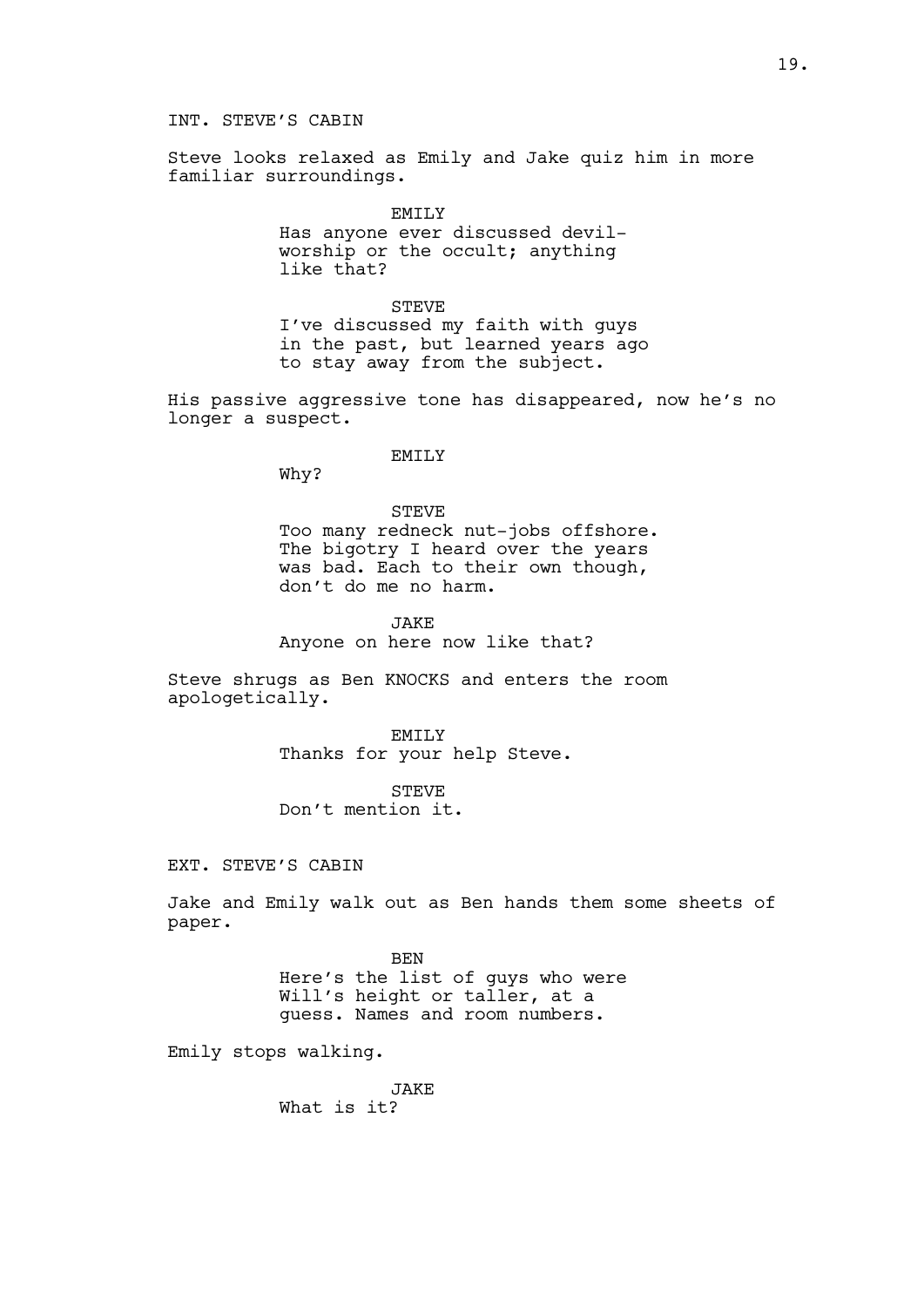INT. STEVE'S CABIN

Steve looks relaxed as Emily and Jake quiz him in more familiar surroundings.

EMILY
Has anyone ever discussed devil-worship or the occult; anything like that?

STEVE
I've discussed my faith with guys in the past, but learned years ago to stay away from the subject.

His passive aggressive tone has disappeared, now he's no longer a suspect.

EMILY
Why?

STEVE
Too many redneck nut-jobs offshore. The bigotry I heard over the years was bad. Each to their own though, don't do me no harm.

JAKE
Anyone on here now like that?

Steve shrugs as Ben KNOCKS and enters the room apologetically.

EMILY
Thanks for your help Steve.

STEVE
Don't mention it.

EXT. STEVE'S CABIN

Jake and Emily walk out as Ben hands them some sheets of paper.

BEN
Here's the list of guys who were Will's height or taller, at a guess. Names and room numbers.

Emily stops walking.

JAKE
What is it?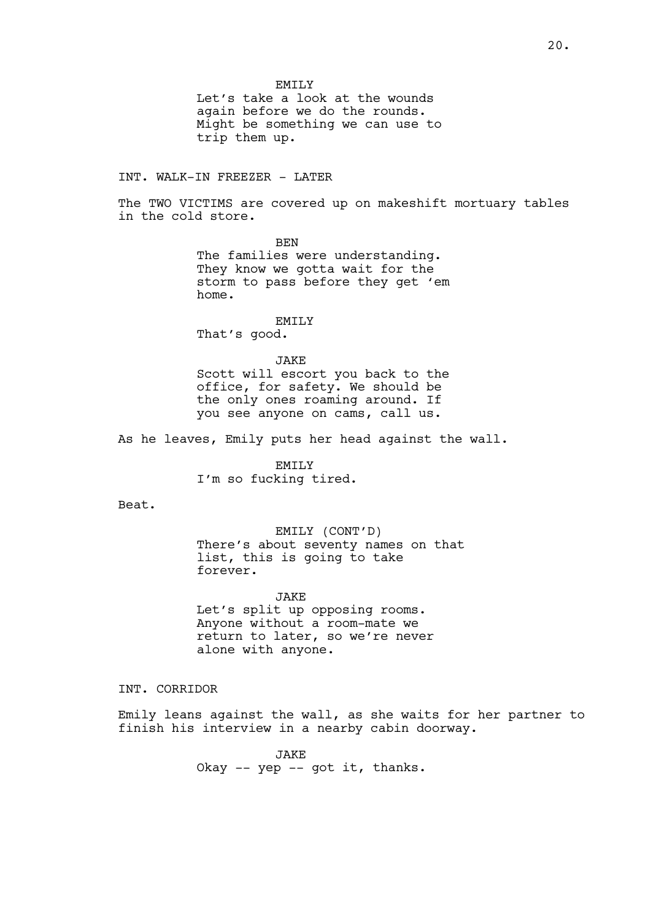EMILY
Let's take a look at the wounds again before we do the rounds. Might be something we can use to trip them up.

INT. WALK-IN FREEZER - LATER

The TWO VICTIMS are covered up on makeshift mortuary tables in the cold store.

BEN
The families were understanding. They know we gotta wait for the storm to pass before they get 'em home.

EMILY
That's good.

JAKE
Scott will escort you back to the office, for safety. We should be the only ones roaming around. If you see anyone on cams, call us.

As he leaves, Emily puts her head against the wall.

EMILY
I'm so fucking tired.

Beat.

EMILY (CONT'D)
There's about seventy names on that list, this is going to take forever.

JAKE
Let's split up opposing rooms. Anyone without a room-mate we return to later, so we're never alone with anyone.

INT. CORRIDOR

Emily leans against the wall, as she waits for her partner to finish his interview in a nearby cabin doorway.

JAKE
Okay -- yep -- got it, thanks.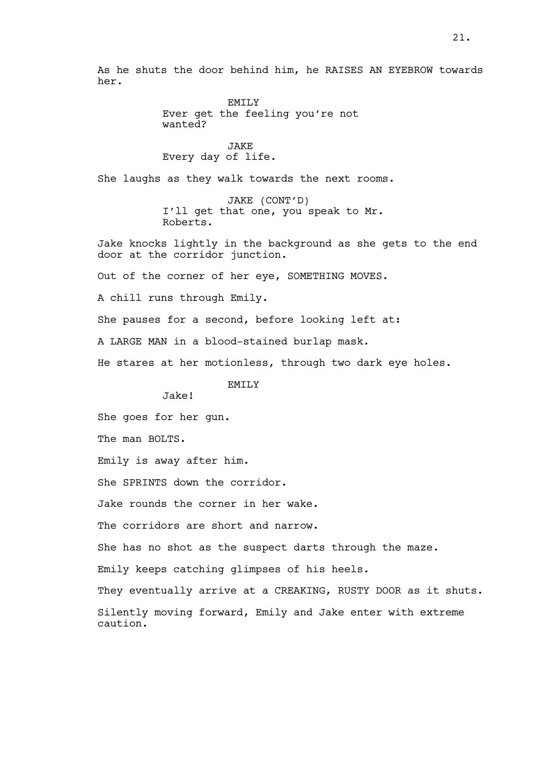As he shuts the door behind him, he RAISES AN EYEBROW towards her.

EMILY
Ever get the feeling you're not wanted?

JAKE
Every day of life.

She laughs as they walk towards the next rooms.

JAKE (CONT'D)
I'll get that one, you speak to Mr. Roberts.

Jake knocks lightly in the background as she gets to the end door at the corridor junction.

Out of the corner of her eye, SOMETHING MOVES.

A chill runs through Emily.

She pauses for a second, before looking left at:

A LARGE MAN in a blood-stained burlap mask.

He stares at her motionless, through two dark eye holes.

EMILY
Jake!

She goes for her gun.

The man BOLTS.

Emily is away after him.

She SPRINTS down the corridor.

Jake rounds the corner in her wake.

The corridors are short and narrow.

She has no shot as the suspect darts through the maze.

Emily keeps catching glimpses of his heels.

They eventually arrive at a CREAKING, RUSTY DOOR as it shuts.

Silently moving forward, Emily and Jake enter with extreme caution.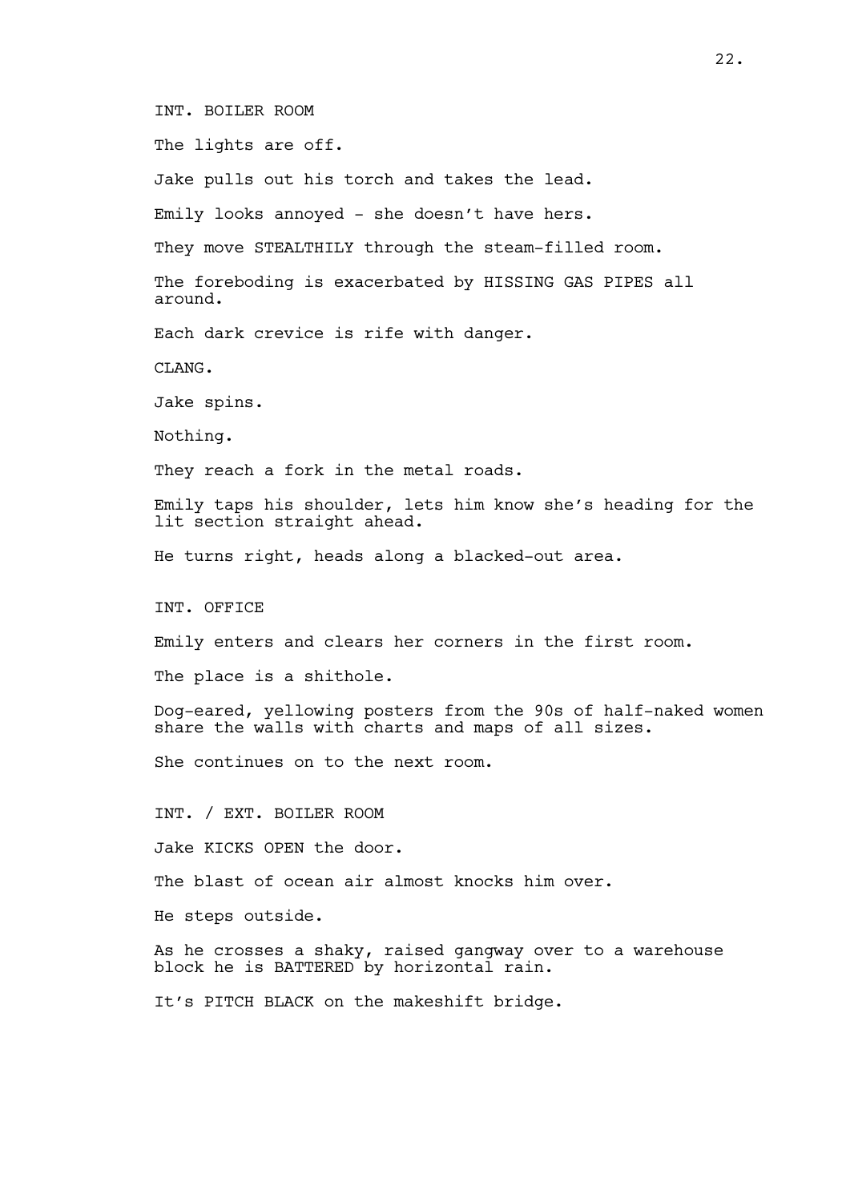INT. BOILER ROOM

The lights are off.

Jake pulls out his torch and takes the lead.

Emily looks annoyed - she doesn’t have hers.

They move STEALTHILY through the steam-filled room.

The foreboding is exacerbated by HISSING GAS PIPES all around.

Each dark crevice is rife with danger.

CLANG.

Jake spins.

Nothing.

They reach a fork in the metal roads.

Emily taps his shoulder, lets him know she’s heading for the lit section straight ahead.

He turns right, heads along a blacked-out area.

INT. OFFICE

Emily enters and clears her corners in the first room.

The place is a shithole.

Dog-eared, yellowing posters from the 90s of half-naked women share the walls with charts and maps of all sizes.

She continues on to the next room.

INT. / EXT. BOILER ROOM

Jake KICKS OPEN the door.

The blast of ocean air almost knocks him over.

He steps outside.

As he crosses a shaky, raised gangway over to a warehouse block he is BATTERED by horizontal rain.

It’s PITCH BLACK on the makeshift bridge.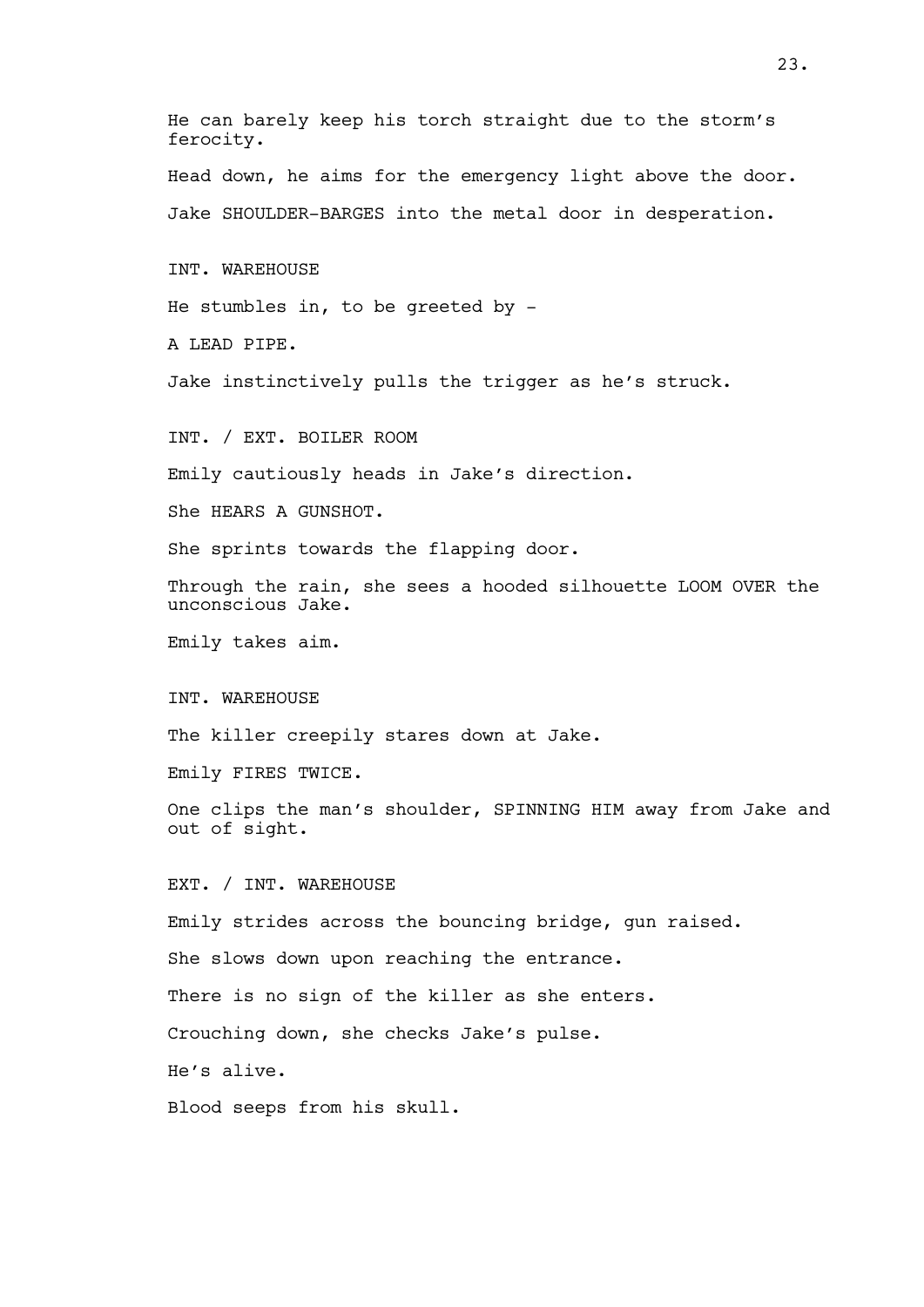He can barely keep his torch straight due to the storm's ferocity.

Head down, he aims for the emergency light above the door.

Jake SHOULDER-BARGES into the metal door in desperation.

INT. WAREHOUSE

He stumbles in, to be greeted by -

A LEAD PIPE.

Jake instinctively pulls the trigger as he's struck.

INT. / EXT. BOILER ROOM

Emily cautiously heads in Jake's direction.

She HEARS A GUNSHOT.

She sprints towards the flapping door.

Through the rain, she sees a hooded silhouette LOOM OVER the unconscious Jake.

Emily takes aim.

INT. WAREHOUSE

The killer creepily stares down at Jake.

Emily FIRES TWICE.

One clips the man's shoulder, SPINNING HIM away from Jake and out of sight.

EXT. / INT. WAREHOUSE

Emily strides across the bouncing bridge, gun raised.

She slows down upon reaching the entrance.

There is no sign of the killer as she enters.

Crouching down, she checks Jake's pulse.

He's alive.

Blood seeps from his skull.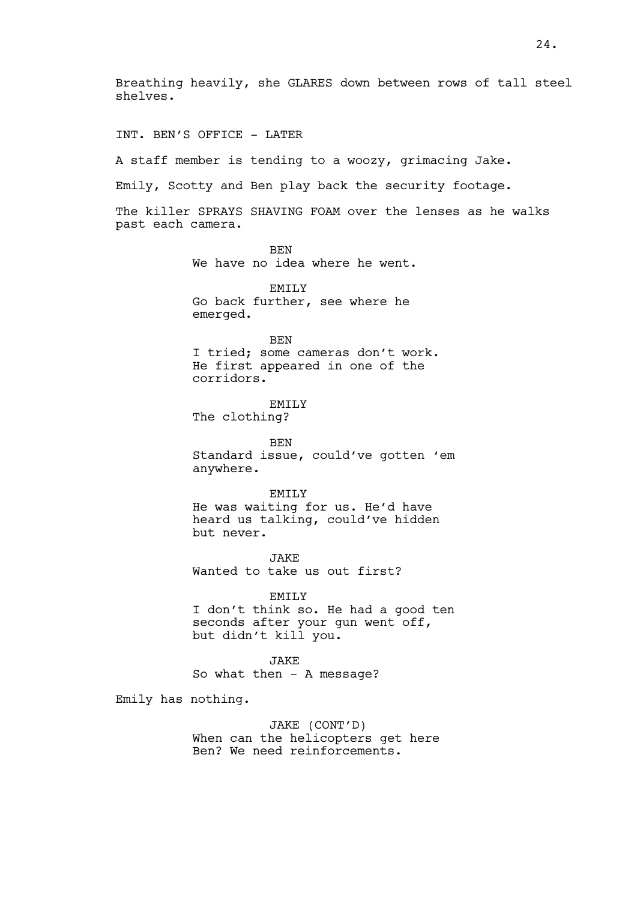Breathing heavily, she GLARES down between rows of tall steel shelves.

INT. BEN'S OFFICE - LATER

A staff member is tending to a woozy, grimacing Jake.

Emily, Scotty and Ben play back the security footage.

The killer SPRAYS SHAVING FOAM over the lenses as he walks past each camera.

BEN
We have no idea where he went.

EMILY
Go back further, see where he emerged.

BEN
I tried; some cameras don't work. He first appeared in one of the corridors.

EMILY
The clothing?

BEN
Standard issue, could've gotten 'em anywhere.

EMILY
He was waiting for us. He'd have heard us talking, could've hidden but never.

JAKE
Wanted to take us out first?

EMILY
I don't think so. He had a good ten seconds after your gun went off, but didn't kill you.

JAKE
So what then - A message?

Emily has nothing.

JAKE (CONT'D)
When can the helicopters get here Ben? We need reinforcements.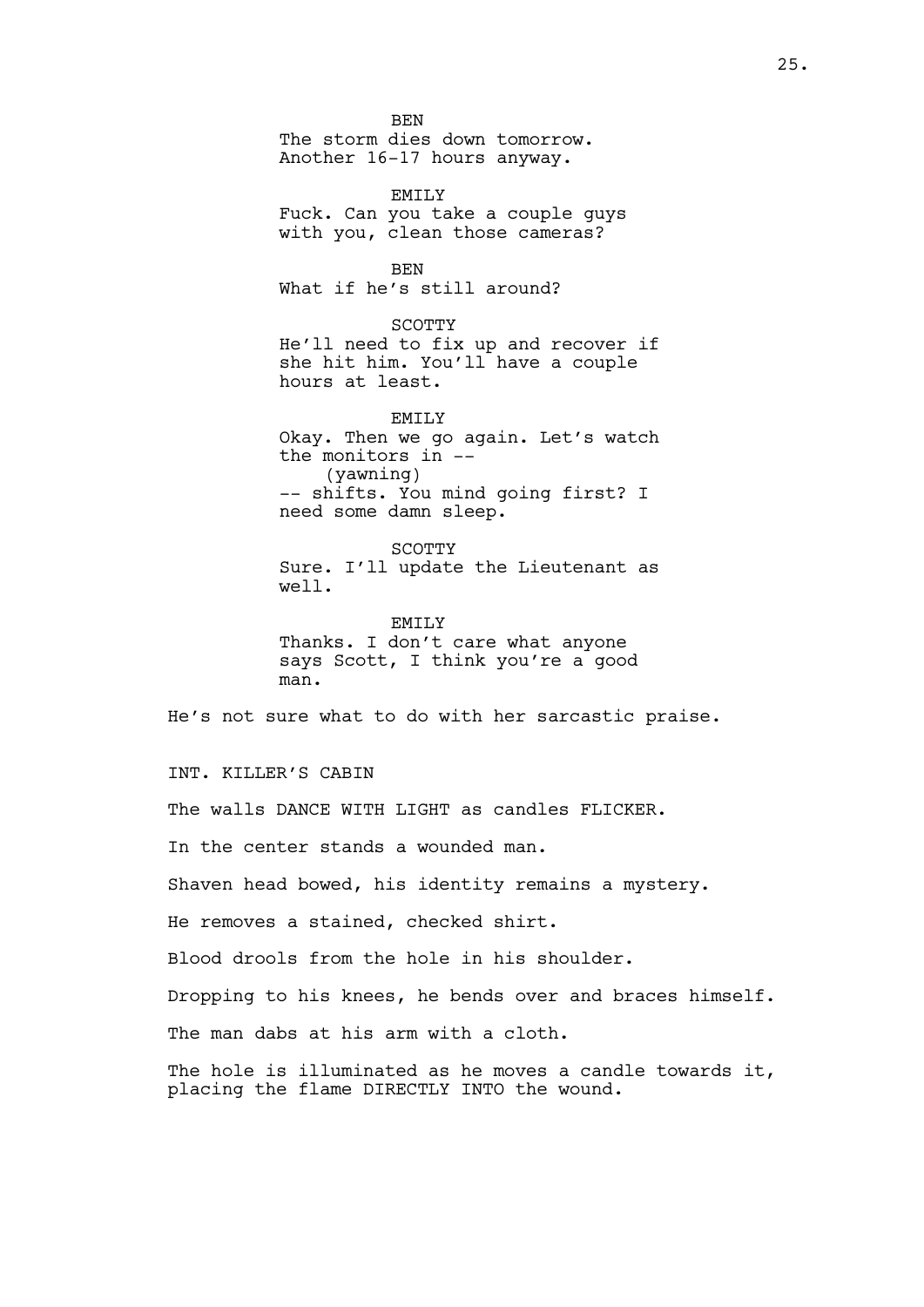BEN
The storm dies down tomorrow.
Another 16-17 hours anyway.

EMILY
Fuck. Can you take a couple guys
with you, clean those cameras?

BEN
What if he's still around?

SCOTTY
He'll need to fix up and recover if
she hit him. You'll have a couple
hours at least.

EMILY
Okay. Then we go again. Let's watch
the monitors in --
(yawning)
-- shifts. You mind going first? I
need some damn sleep.

SCOTTY
Sure. I'll update the Lieutenant as
well.

EMILY
Thanks. I don't care what anyone
says Scott, I think you're a good
man.

He's not sure what to do with her sarcastic praise.

INT. KILLER'S CABIN

The walls DANCE WITH LIGHT as candles FLICKER.

In the center stands a wounded man.

Shaven head bowed, his identity remains a mystery.

He removes a stained, checked shirt.

Blood drools from the hole in his shoulder.

Dropping to his knees, he bends over and braces himself.

The man dabs at his arm with a cloth.

The hole is illuminated as he moves a candle towards it,
placing the flame DIRECTLY INTO the wound.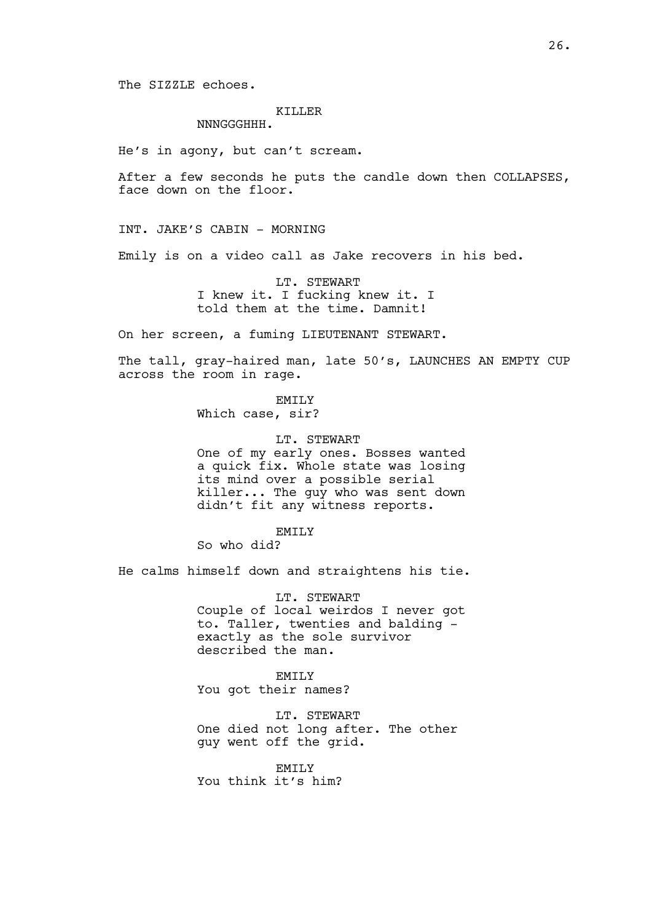The SIZZLE echoes.

KILLER
NNNGGGHHH.

He's in agony, but can't scream.

After a few seconds he puts the candle down then COLLAPSES, face down on the floor.

INT. JAKE'S CABIN - MORNING

Emily is on a video call as Jake recovers in his bed.

LT. STEWART
I knew it. I fucking knew it. I told them at the time. Damnit!

On her screen, a fuming LIEUTENANT STEWART.

The tall, gray-haired man, late 50's, LAUNCHES AN EMPTY CUP across the room in rage.

EMILY
Which case, sir?

LT. STEWART
One of my early ones. Bosses wanted a quick fix. Whole state was losing its mind over a possible serial killer... The guy who was sent down didn't fit any witness reports.

EMILY
So who did?

He calms himself down and straightens his tie.

LT. STEWART
Couple of local weirdos I never got to. Taller, twenties and balding - exactly as the sole survivor described the man.

EMILY
You got their names?

LT. STEWART
One died not long after. The other guy went off the grid.

EMILY
You think it's him?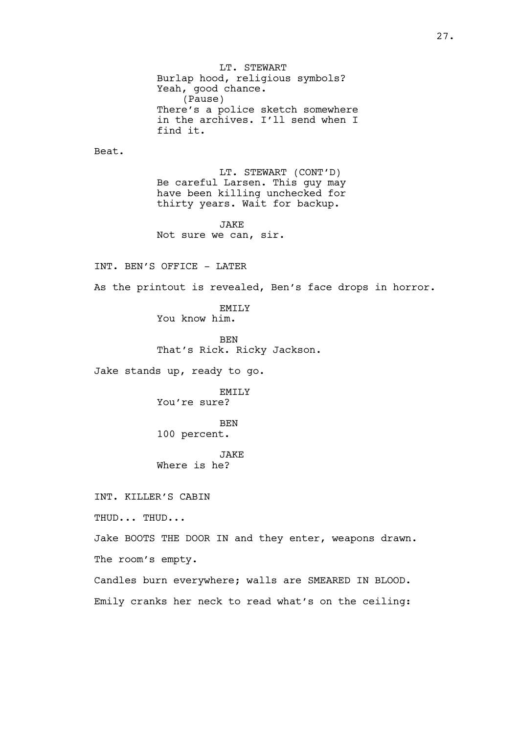LT. STEWART
Burlap hood, religious symbols?
Yeah, good chance.
(Pause)
There's a police sketch somewhere
in the archives. I'll send when I
find it.

Beat.

LT. STEWART (CONT'D)
Be careful Larsen. This guy may
have been killing unchecked for
thirty years. Wait for backup.

JAKE
Not sure we can, sir.

INT. BEN'S OFFICE - LATER

As the printout is revealed, Ben's face drops in horror.

EMILY
You know him.

BEN
That's Rick. Ricky Jackson.

Jake stands up, ready to go.

EMILY
You're sure?

BEN
100 percent.

JAKE
Where is he?

INT. KILLER'S CABIN

THUD... THUD...

Jake BOOTS THE DOOR IN and they enter, weapons drawn.

The room's empty.

Candles burn everywhere; walls are SMEARED IN BLOOD.

Emily cranks her neck to read what's on the ceiling: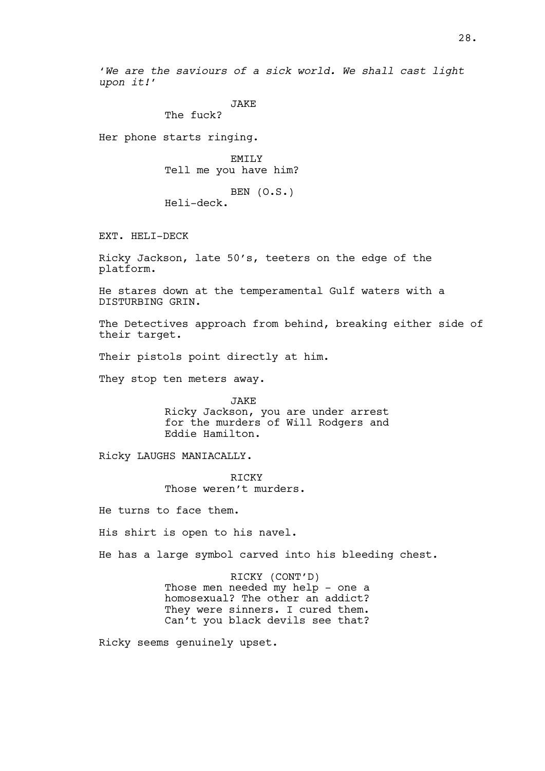*'We are the saviours of a sick world. We shall cast light upon it!'*

JAKE
The fuck?

Her phone starts ringing.

EMILY
Tell me you have him?

BEN (O.S.)
Heli-deck.

EXT. HELI-DECK

Ricky Jackson, late 50's, teeters on the edge of the platform.

He stares down at the temperamental Gulf waters with a DISTURBING GRIN.

The Detectives approach from behind, breaking either side of their target.

Their pistols point directly at him.

They stop ten meters away.

JAKE
Ricky Jackson, you are under arrest for the murders of Will Rodgers and Eddie Hamilton.

Ricky LAUGHS MANIACALLY.

RICKY
Those weren't murders.

He turns to face them.

His shirt is open to his navel.

He has a large symbol carved into his bleeding chest.

RICKY (CONT'D)
Those men needed my help - one a homosexual? The other an addict? They were sinners. I cured them. Can't you black devils see that?

Ricky seems genuinely upset.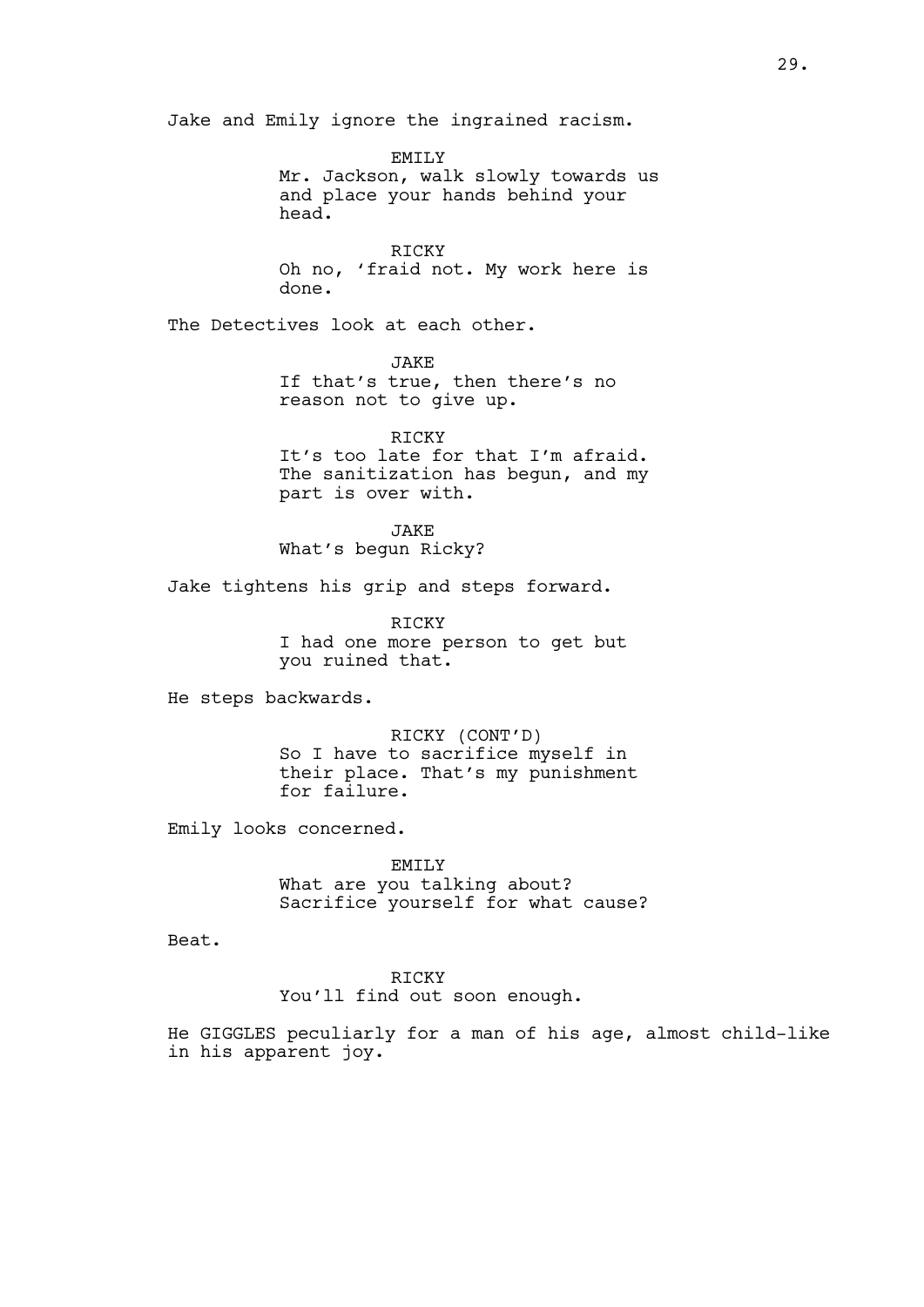Jake and Emily ignore the ingrained racism.

EMILY
Mr. Jackson, walk slowly towards us and place your hands behind your head.

RICKY
Oh no, 'fraid not. My work here is done.

The Detectives look at each other.

JAKE
If that's true, then there's no reason not to give up.

RICKY
It's too late for that I'm afraid. The sanitization has begun, and my part is over with.

JAKE
What's begun Ricky?

Jake tightens his grip and steps forward.

RICKY
I had one more person to get but you ruined that.

He steps backwards.

RICKY (CONT'D)
So I have to sacrifice myself in their place. That's my punishment for failure.

Emily looks concerned.

EMILY
What are you talking about? Sacrifice yourself for what cause?

Beat.

RICKY
You'll find out soon enough.

He GIGGLES peculiarly for a man of his age, almost child-like in his apparent joy.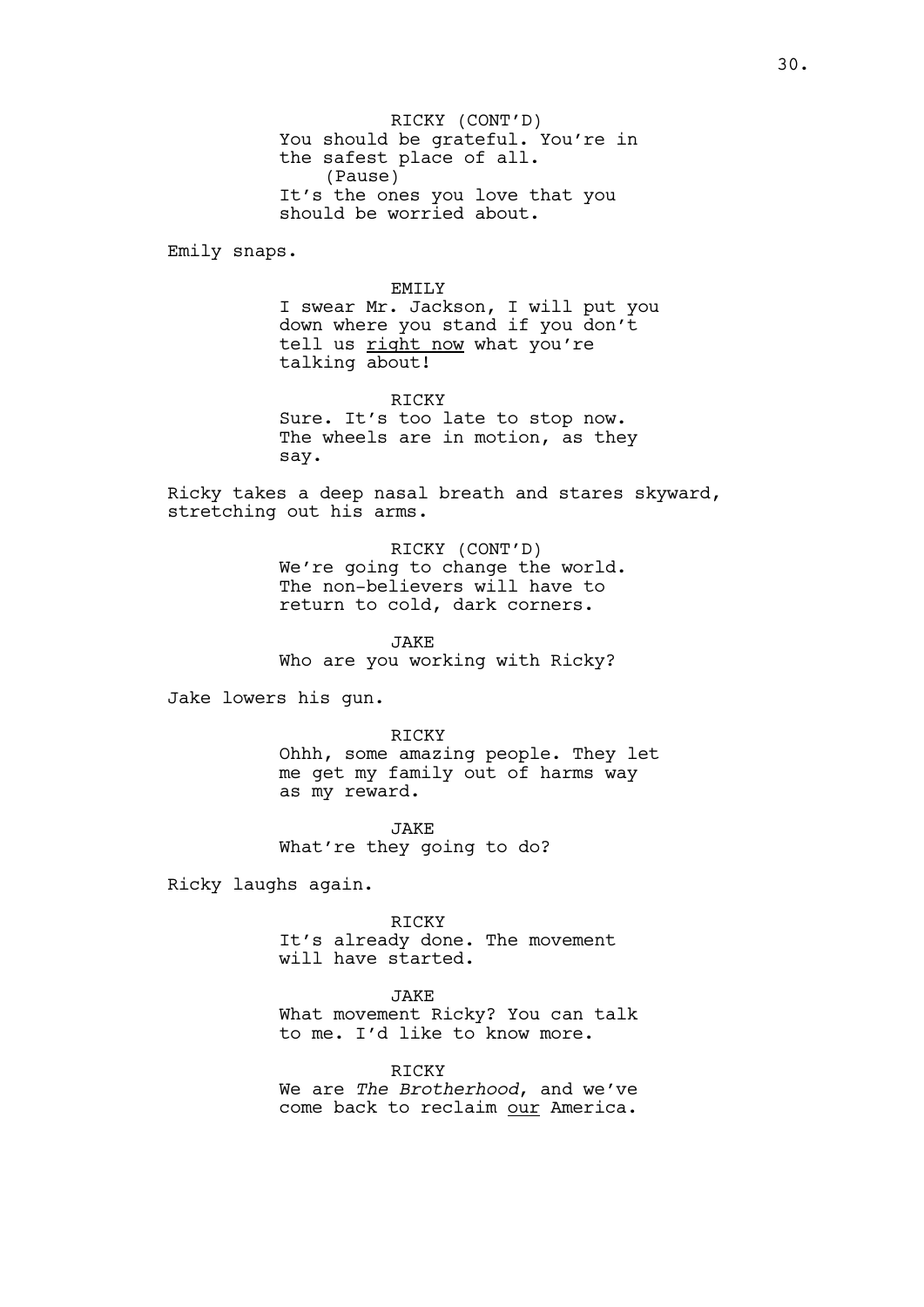RICKY (CONT'D)
You should be grateful. You're in the safest place of all.
(Pause)
It's the ones you love that you should be worried about.

Emily snaps.

EMILY
I swear Mr. Jackson, I will put you down where you stand if you don't tell us <u>right now</u> what you're talking about!

RICKY
Sure. It's too late to stop now. The wheels are in motion, as they say.

Ricky takes a deep nasal breath and stares skyward, stretching out his arms.

RICKY (CONT'D)
We're going to change the world. The non-believers will have to return to cold, dark corners.

JAKE
Who are you working with Ricky?

Jake lowers his gun.

RICKY
Ohhh, some amazing people. They let me get my family out of harms way as my reward.

JAKE
What're they going to do?

Ricky laughs again.

RICKY
It's already done. The movement will have started.

JAKE
What movement Ricky? You can talk to me. I'd like to know more.

RICKY
We are *The Brotherhood*, and we've come back to reclaim <u>our</u> America.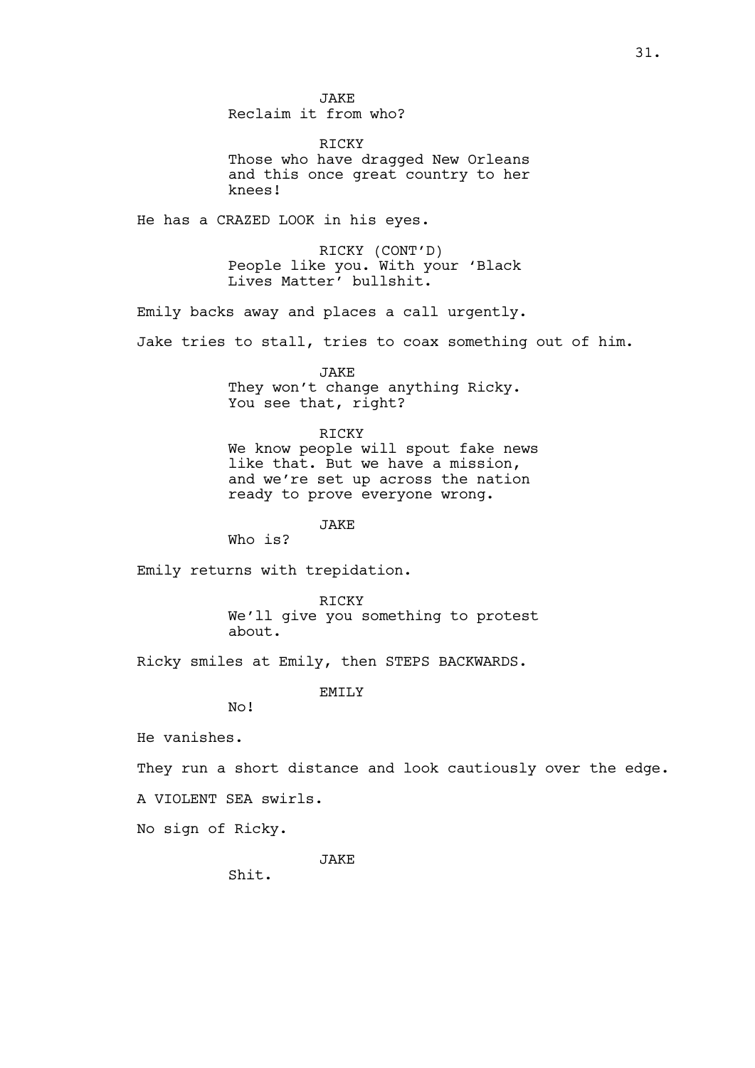JAKE
Reclaim it from who?

RICKY
Those who have dragged New Orleans and this once great country to her knees!

He has a CRAZED LOOK in his eyes.

RICKY (CONT'D)
People like you. With your 'Black Lives Matter' bullshit.

Emily backs away and places a call urgently.

Jake tries to stall, tries to coax something out of him.

JAKE
They won't change anything Ricky. You see that, right?

RICKY
We know people will spout fake news like that. But we have a mission, and we're set up across the nation ready to prove everyone wrong.

JAKE
Who is?

Emily returns with trepidation.

RICKY
We'll give you something to protest about.

Ricky smiles at Emily, then STEPS BACKWARDS.

EMILY
No!

He vanishes.

They run a short distance and look cautiously over the edge.

A VIOLENT SEA swirls.

No sign of Ricky.

JAKE
Shit.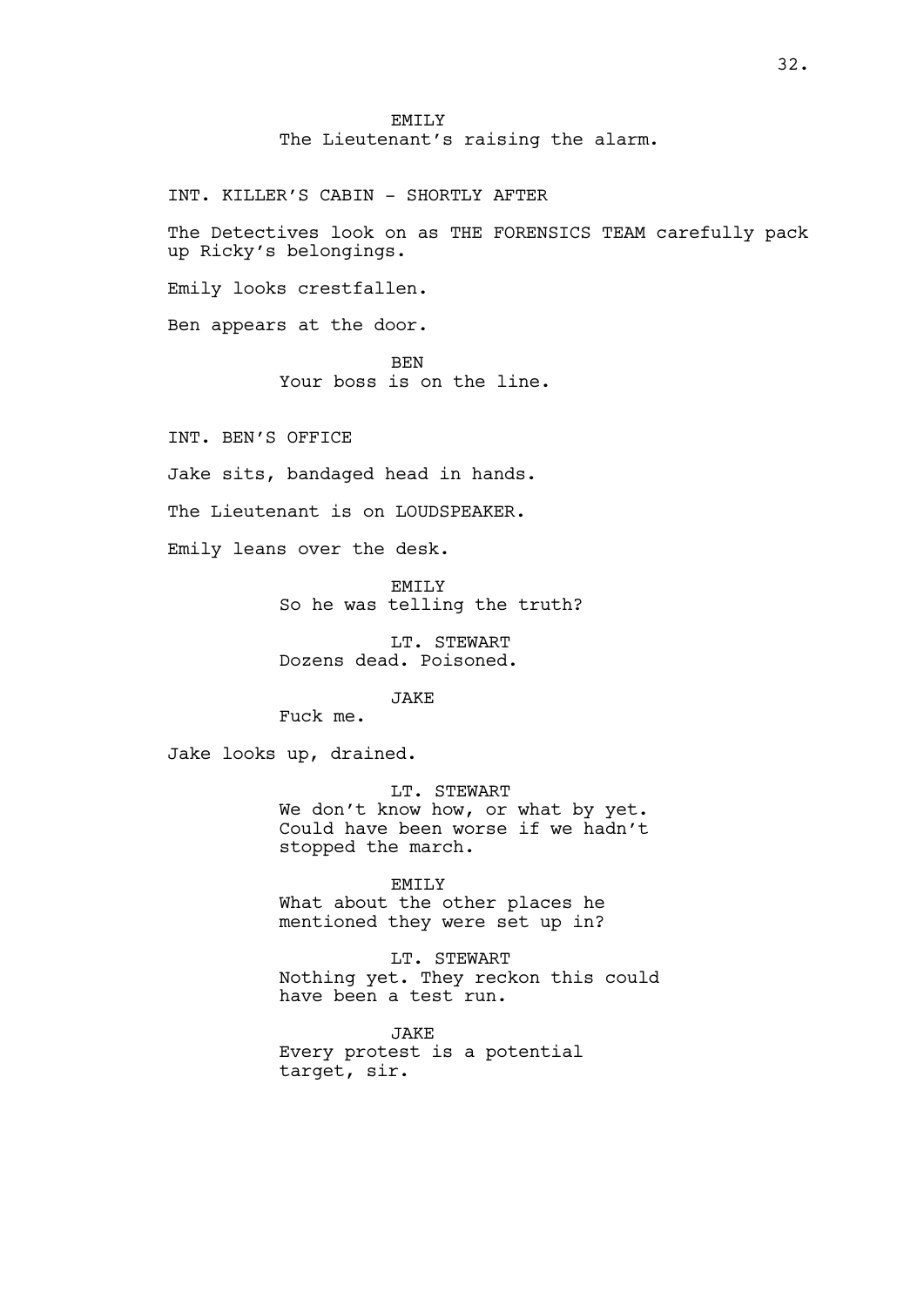EMILY
The Lieutenant's raising the alarm.

INT. KILLER'S CABIN - SHORTLY AFTER

The Detectives look on as THE FORENSICS TEAM carefully pack up Ricky's belongings.

Emily looks crestfallen.

Ben appears at the door.

BEN
Your boss is on the line.

INT. BEN'S OFFICE

Jake sits, bandaged head in hands.

The Lieutenant is on LOUDSPEAKER.

Emily leans over the desk.

EMILY
So he was telling the truth?

LT. STEWART
Dozens dead. Poisoned.

JAKE
Fuck me.

Jake looks up, drained.

LT. STEWART
We don't know how, or what by yet. Could have been worse if we hadn't stopped the march.

EMILY
What about the other places he mentioned they were set up in?

LT. STEWART
Nothing yet. They reckon this could have been a test run.

JAKE
Every protest is a potential target, sir.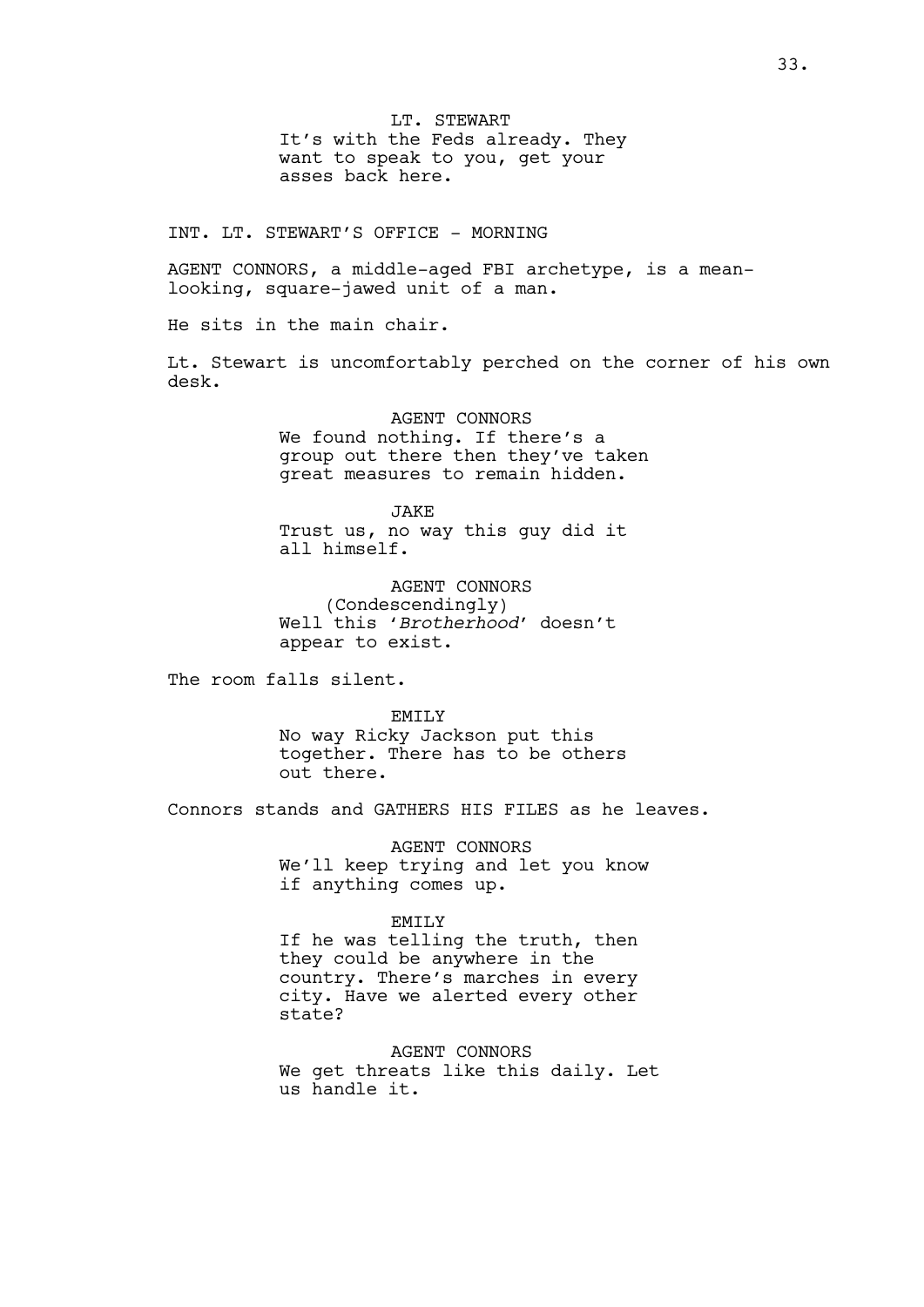LT. STEWART
It's with the Feds already. They want to speak to you, get your asses back here.

INT. LT. STEWART'S OFFICE - MORNING

AGENT CONNORS, a middle-aged FBI archetype, is a mean-looking, square-jawed unit of a man.

He sits in the main chair.

Lt. Stewart is uncomfortably perched on the corner of his own desk.

AGENT CONNORS
We found nothing. If there's a group out there then they've taken great measures to remain hidden.

JAKE
Trust us, no way this guy did it all himself.

AGENT CONNORS
(Condescendingly)
Well this '*Brotherhood*' doesn't appear to exist.

The room falls silent.

EMILY
No way Ricky Jackson put this together. There has to be others out there.

Connors stands and GATHERS HIS FILES as he leaves.

AGENT CONNORS
We'll keep trying and let you know if anything comes up.

EMILY
If he was telling the truth, then they could be anywhere in the country. There's marches in every city. Have we alerted every other state?

AGENT CONNORS
We get threats like this daily. Let us handle it.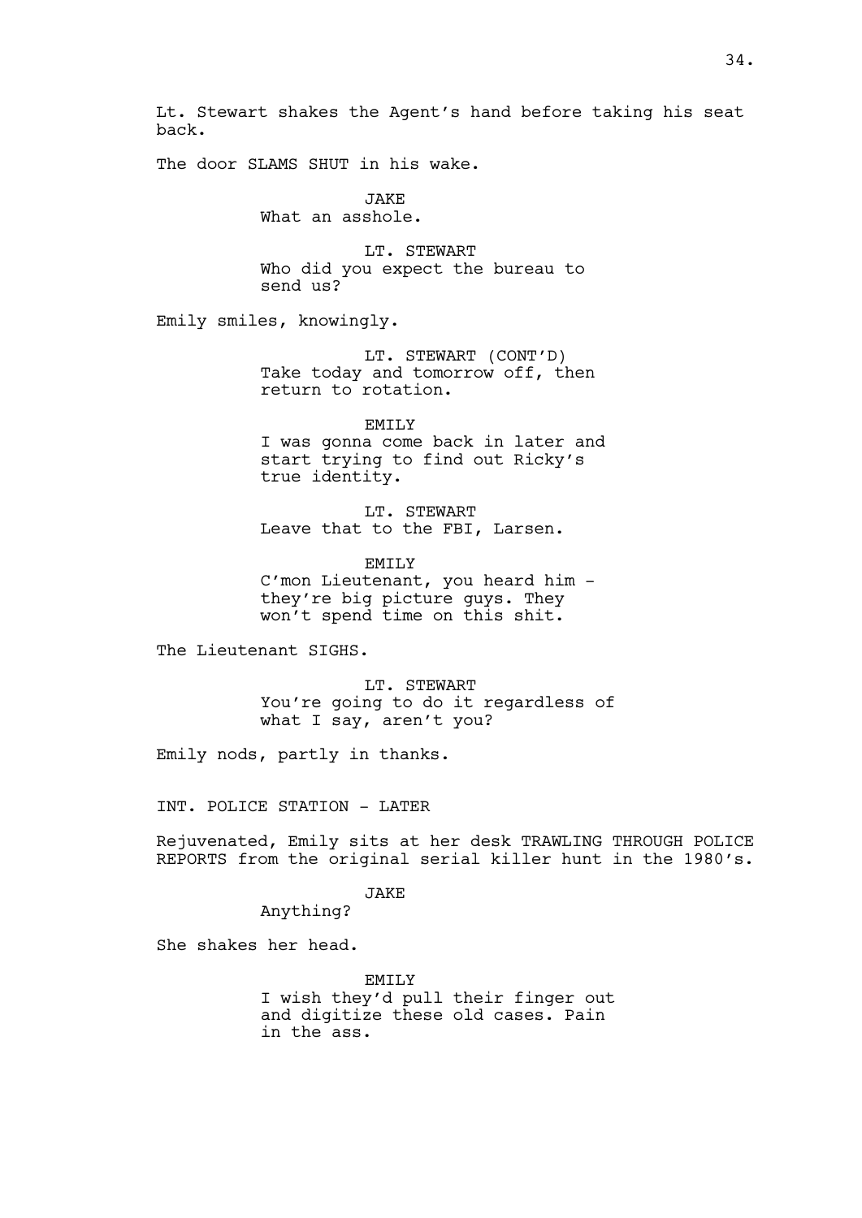Lt. Stewart shakes the Agent's hand before taking his seat back.

The door SLAMS SHUT in his wake.

JAKE
What an asshole.

LT. STEWART
Who did you expect the bureau to send us?

Emily smiles, knowingly.

LT. STEWART (CONT'D)
Take today and tomorrow off, then return to rotation.

EMILY
I was gonna come back in later and start trying to find out Ricky's true identity.

LT. STEWART
Leave that to the FBI, Larsen.

EMILY
C'mon Lieutenant, you heard him - they're big picture guys. They won't spend time on this shit.

The Lieutenant SIGHS.

LT. STEWART
You're going to do it regardless of what I say, aren't you?

Emily nods, partly in thanks.

INT. POLICE STATION - LATER

Rejuvenated, Emily sits at her desk TRAWLING THROUGH POLICE REPORTS from the original serial killer hunt in the 1980's.

JAKE
Anything?

She shakes her head.

EMILY
I wish they'd pull their finger out and digitize these old cases. Pain in the ass.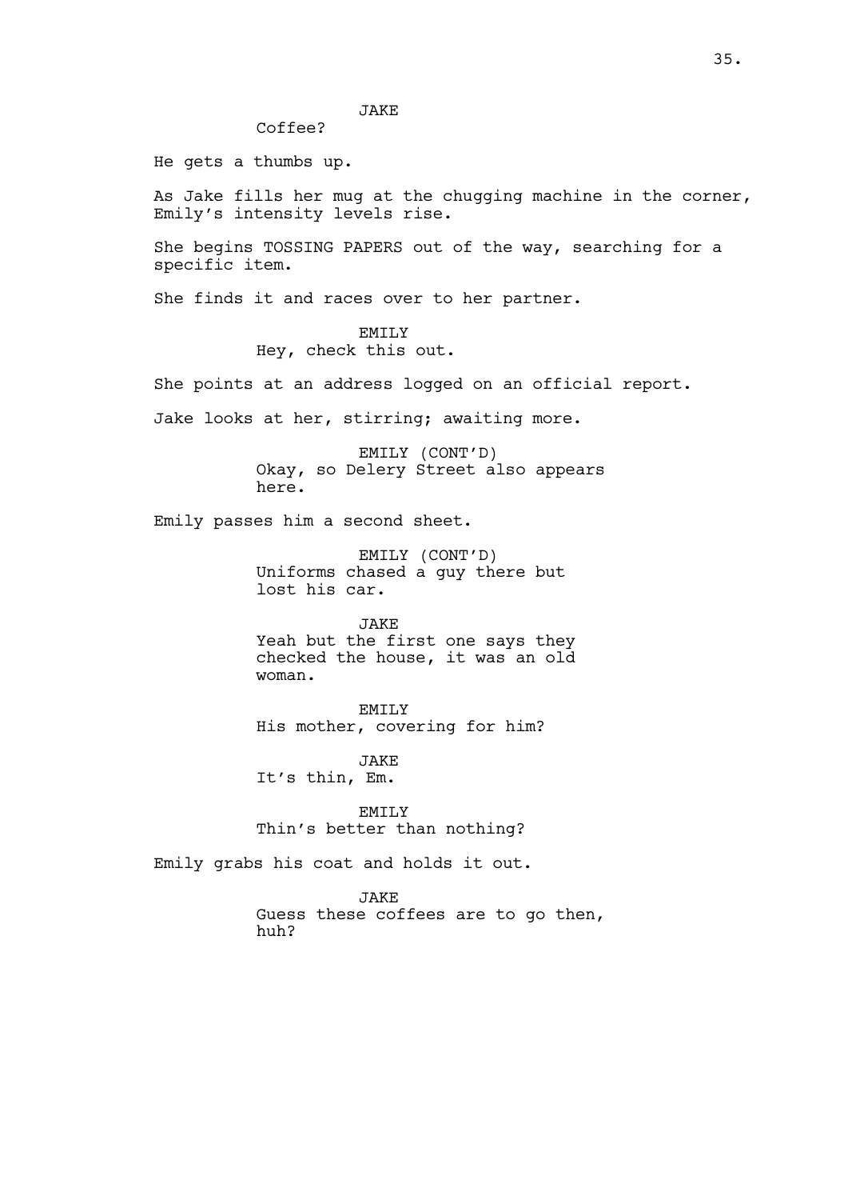JAKE
Coffee?

He gets a thumbs up.

As Jake fills her mug at the chugging machine in the corner, Emily's intensity levels rise.

She begins TOSSING PAPERS out of the way, searching for a specific item.

She finds it and races over to her partner.

EMILY
Hey, check this out.

She points at an address logged on an official report.

Jake looks at her, stirring; awaiting more.

EMILY (CONT'D)
Okay, so Delery Street also appears here.

Emily passes him a second sheet.

EMILY (CONT'D)
Uniforms chased a guy there but lost his car.

JAKE
Yeah but the first one says they checked the house, it was an old woman.

EMILY
His mother, covering for him?

JAKE
It's thin, Em.

EMILY
Thin's better than nothing?

Emily grabs his coat and holds it out.

JAKE
Guess these coffees are to go then, huh?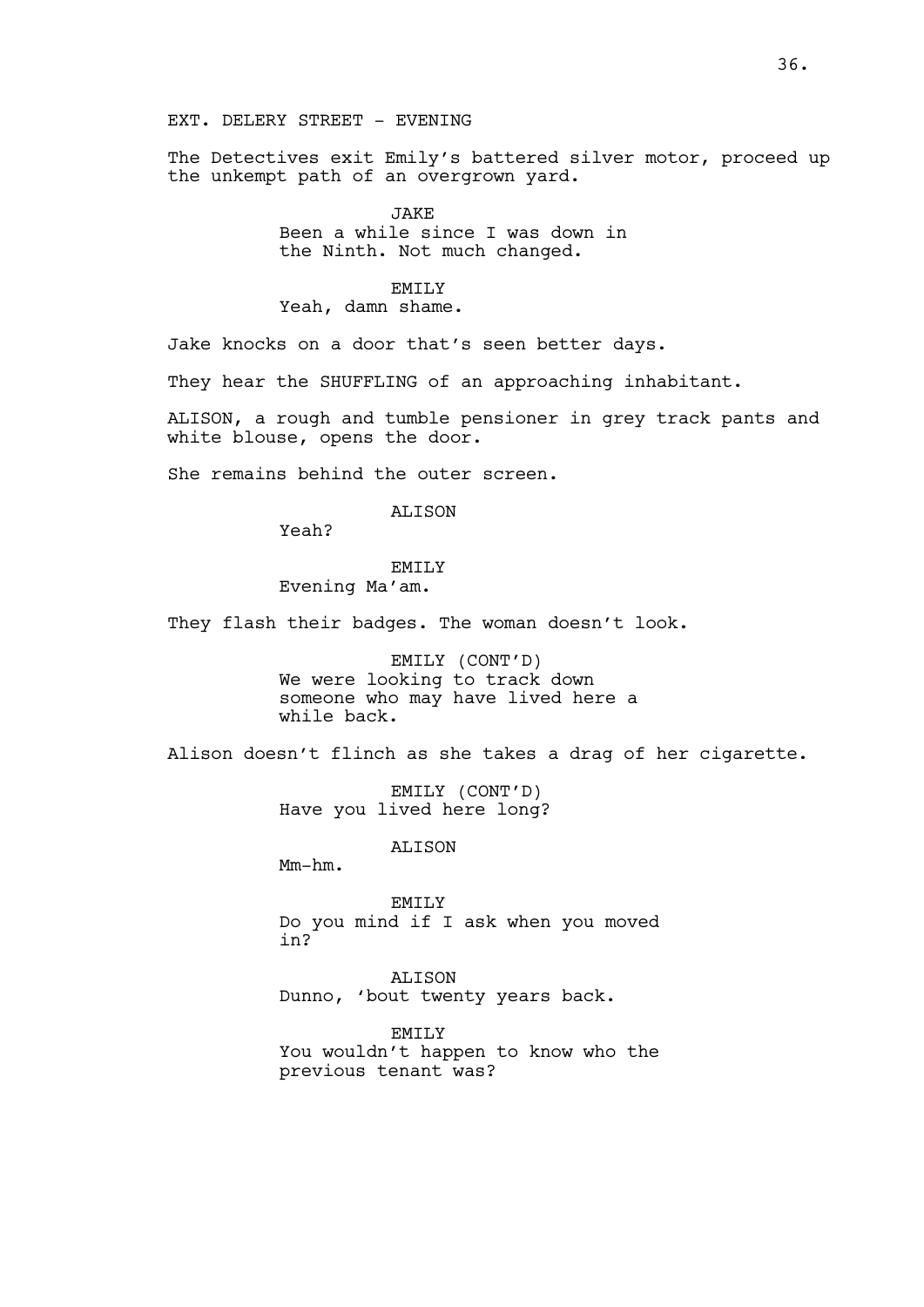EXT. DELERY STREET - EVENING

The Detectives exit Emily's battered silver motor, proceed up the unkempt path of an overgrown yard.

JAKE
Been a while since I was down in the Ninth. Not much changed.

EMILY
Yeah, damn shame.

Jake knocks on a door that's seen better days.

They hear the SHUFFLING of an approaching inhabitant.

ALISON, a rough and tumble pensioner in grey track pants and white blouse, opens the door.

She remains behind the outer screen.

ALISON
Yeah?

EMILY
Evening Ma'am.

They flash their badges. The woman doesn't look.

EMILY (CONT'D)
We were looking to track down someone who may have lived here a while back.

Alison doesn't flinch as she takes a drag of her cigarette.

EMILY (CONT'D)
Have you lived here long?

ALISON
Mm-hm.

EMILY
Do you mind if I ask when you moved in?

ALISON
Dunno, 'bout twenty years back.

EMILY
You wouldn't happen to know who the previous tenant was?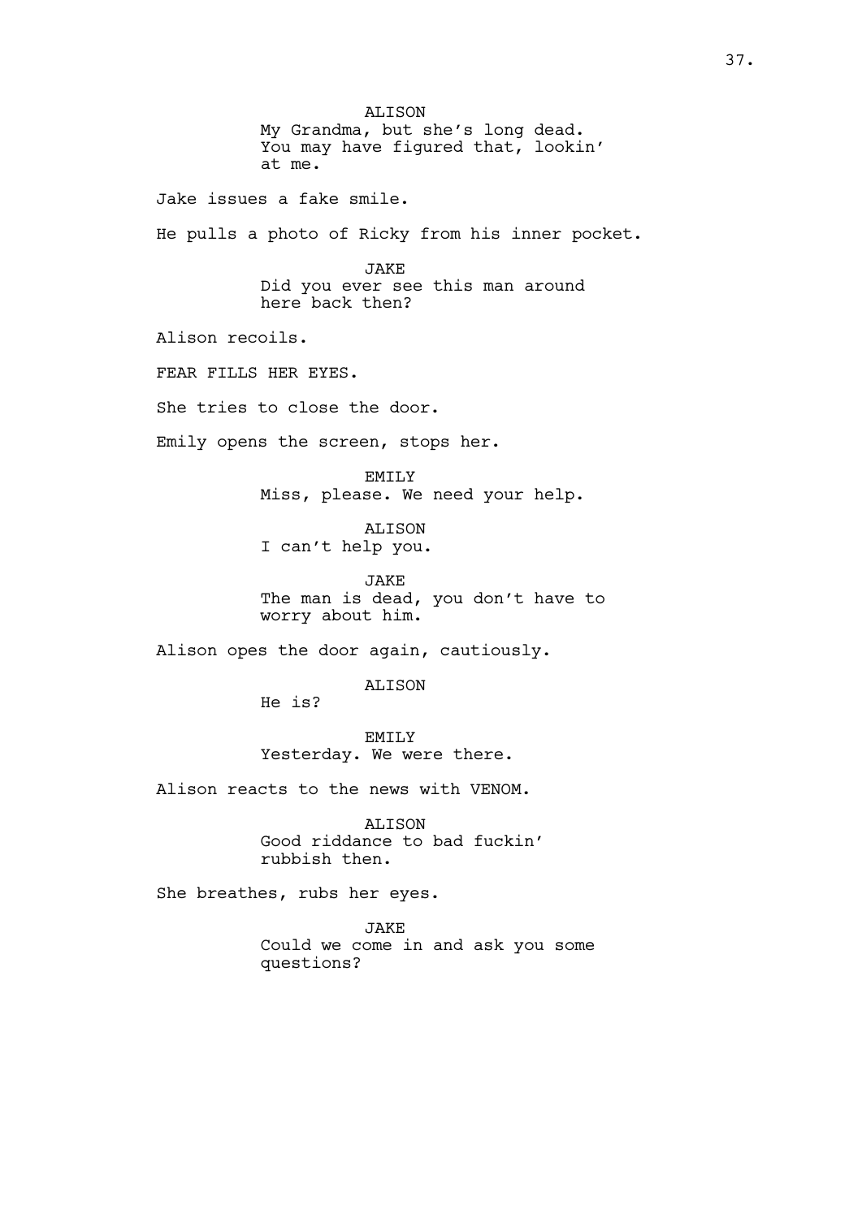ALISON
My Grandma, but she's long dead. You may have figured that, lookin' at me.

Jake issues a fake smile.

He pulls a photo of Ricky from his inner pocket.

JAKE
Did you ever see this man around here back then?

Alison recoils.

FEAR FILLS HER EYES.

She tries to close the door.

Emily opens the screen, stops her.

EMILY
Miss, please. We need your help.

ALISON
I can't help you.

JAKE
The man is dead, you don't have to worry about him.

Alison opes the door again, cautiously.

ALISON
He is?

EMILY
Yesterday. We were there.

Alison reacts to the news with VENOM.

ALISON
Good riddance to bad fuckin' rubbish then.

She breathes, rubs her eyes.

JAKE
Could we come in and ask you some questions?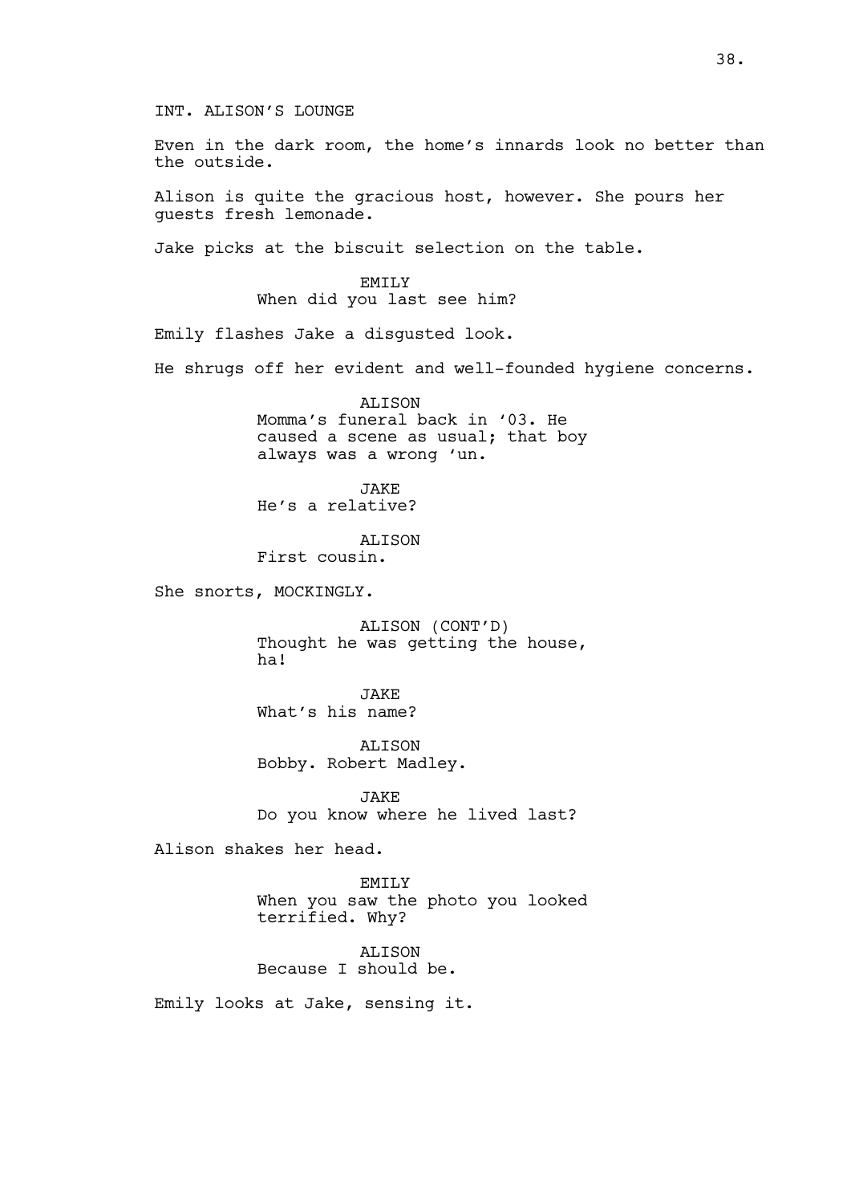INT. ALISON'S LOUNGE

Even in the dark room, the home's innards look no better than the outside.

Alison is quite the gracious host, however. She pours her guests fresh lemonade.

Jake picks at the biscuit selection on the table.

EMILY
When did you last see him?

Emily flashes Jake a disgusted look.

He shrugs off her evident and well-founded hygiene concerns.

ALISON
Momma's funeral back in '03. He caused a scene as usual; that boy always was a wrong 'un.

JAKE
He's a relative?

ALISON
First cousin.

She snorts, MOCKINGLY.

ALISON (CONT'D)
Thought he was getting the house, ha!

JAKE
What's his name?

ALISON
Bobby. Robert Madley.

JAKE
Do you know where he lived last?

Alison shakes her head.

EMILY
When you saw the photo you looked terrified. Why?

ALISON
Because I should be.

Emily looks at Jake, sensing it.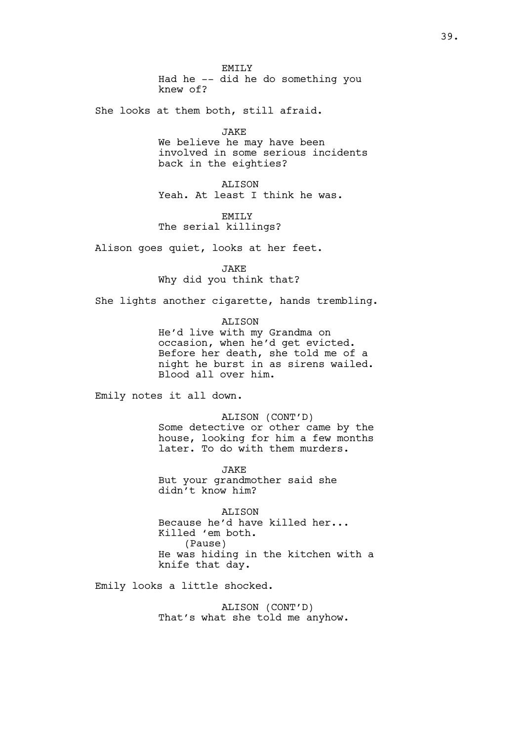EMILY

Had he -- did he do something you knew of?

She looks at them both, still afraid.

JAKE

We believe he may have been involved in some serious incidents back in the eighties?

ALISON

Yeah. At least I think he was.

EMILY

The serial killings?

Alison goes quiet, looks at her feet.

JAKE

Why did you think that?

She lights another cigarette, hands trembling.

ALISON

He'd live with my Grandma on occasion, when he'd get evicted. Before her death, she told me of a night he burst in as sirens wailed. Blood all over him.

Emily notes it all down.

ALISON (CONT'D)

Some detective or other came by the house, looking for him a few months later. To do with them murders.

JAKE

But your grandmother said she didn't know him?

ALISON

Because he'd have killed her... Killed 'em both.

(Pause)

He was hiding in the kitchen with a knife that day.

Emily looks a little shocked.

ALISON (CONT'D)

That's what she told me anyhow.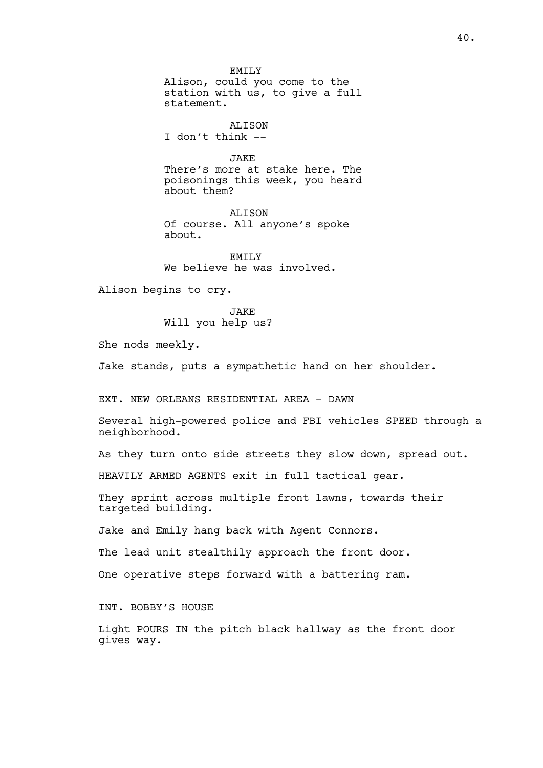EMILY
Alison, could you come to the station with us, to give a full statement.

ALISON
I don't think --

JAKE
There's more at stake here. The poisonings this week, you heard about them?

ALISON
Of course. All anyone's spoke about.

EMILY
We believe he was involved.

Alison begins to cry.

JAKE
Will you help us?

She nods meekly.

Jake stands, puts a sympathetic hand on her shoulder.

EXT. NEW ORLEANS RESIDENTIAL AREA - DAWN

Several high-powered police and FBI vehicles SPEED through a neighborhood.

As they turn onto side streets they slow down, spread out.

HEAVILY ARMED AGENTS exit in full tactical gear.

They sprint across multiple front lawns, towards their targeted building.

Jake and Emily hang back with Agent Connors.

The lead unit stealthily approach the front door.

One operative steps forward with a battering ram.

INT. BOBBY'S HOUSE

Light POURS IN the pitch black hallway as the front door gives way.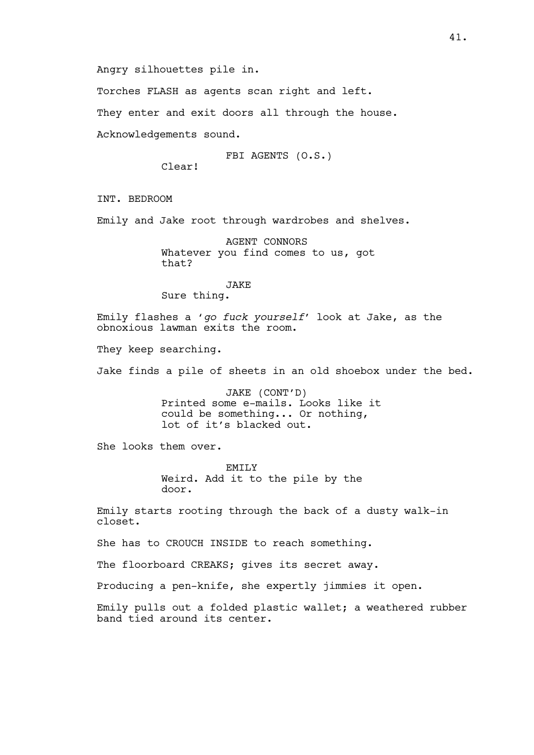Angry silhouettes pile in.

Torches FLASH as agents scan right and left.

They enter and exit doors all through the house.

Acknowledgements sound.

FBI AGENTS (O.S.)
Clear!

INT. BEDROOM

Emily and Jake root through wardrobes and shelves.

AGENT CONNORS
Whatever you find comes to us, got that?

JAKE
Sure thing.

Emily flashes a '*go fuck yourself*' look at Jake, as the obnoxious lawman exits the room.

They keep searching.

Jake finds a pile of sheets in an old shoebox under the bed.

JAKE (CONT'D)
Printed some e-mails. Looks like it could be something... Or nothing, lot of it's blacked out.

She looks them over.

EMILY
Weird. Add it to the pile by the door.

Emily starts rooting through the back of a dusty walk-in closet.

She has to CROUCH INSIDE to reach something.

The floorboard CREAKS; gives its secret away.

Producing a pen-knife, she expertly jimmies it open.

Emily pulls out a folded plastic wallet; a weathered rubber band tied around its center.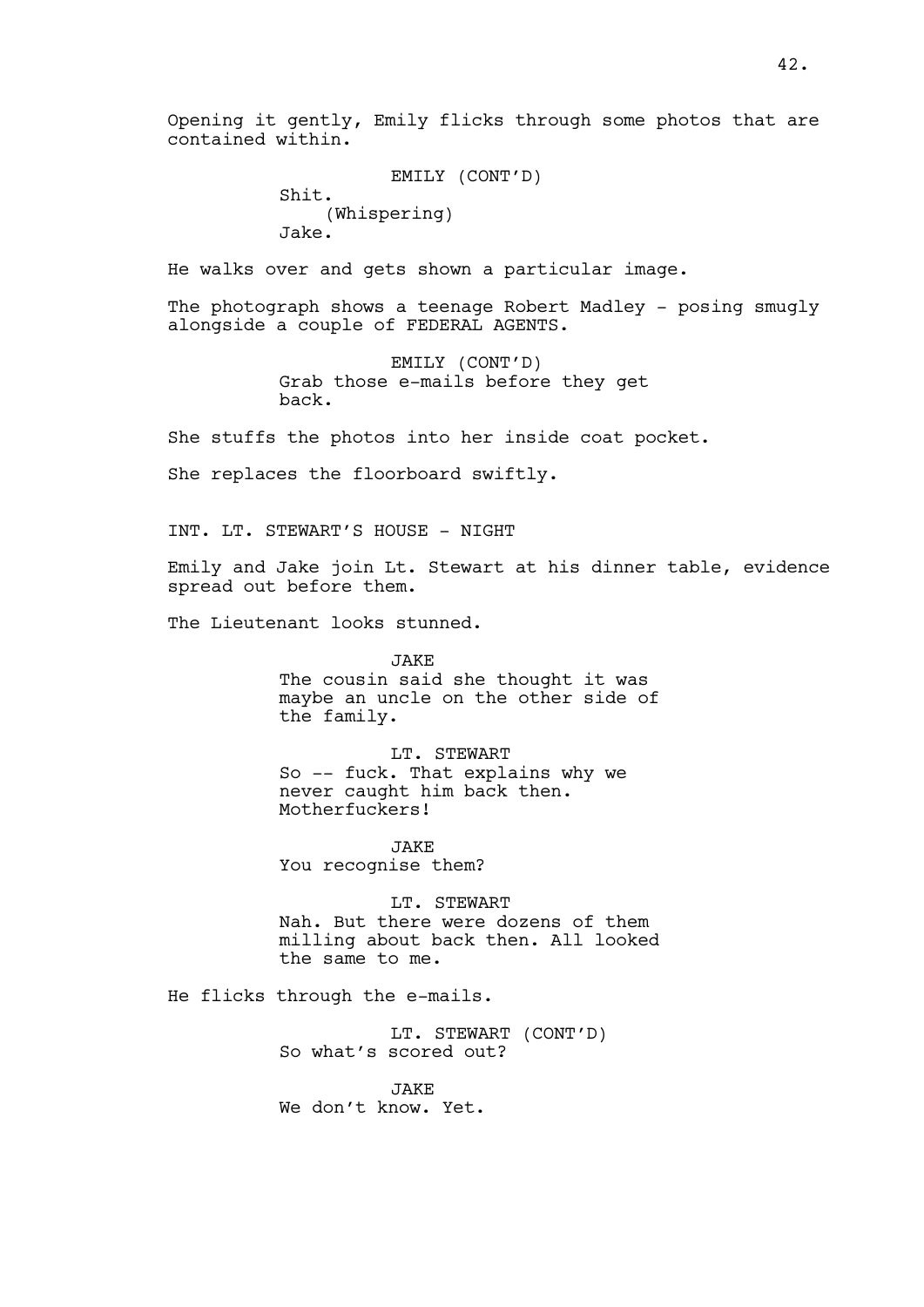Opening it gently, Emily flicks through some photos that are contained within.

EMILY (CONT'D)
Shit.
(Whispering)
Jake.

He walks over and gets shown a particular image.

The photograph shows a teenage Robert Madley - posing smugly alongside a couple of FEDERAL AGENTS.

EMILY (CONT'D)
Grab those e-mails before they get back.

She stuffs the photos into her inside coat pocket.

She replaces the floorboard swiftly.

INT. LT. STEWART'S HOUSE - NIGHT

Emily and Jake join Lt. Stewart at his dinner table, evidence spread out before them.

The Lieutenant looks stunned.

JAKE
The cousin said she thought it was maybe an uncle on the other side of the family.

LT. STEWART
So -- fuck. That explains why we never caught him back then. Motherfuckers!

JAKE
You recognise them?

LT. STEWART
Nah. But there were dozens of them milling about back then. All looked the same to me.

He flicks through the e-mails.

LT. STEWART (CONT'D)
So what's scored out?

JAKE
We don't know. Yet.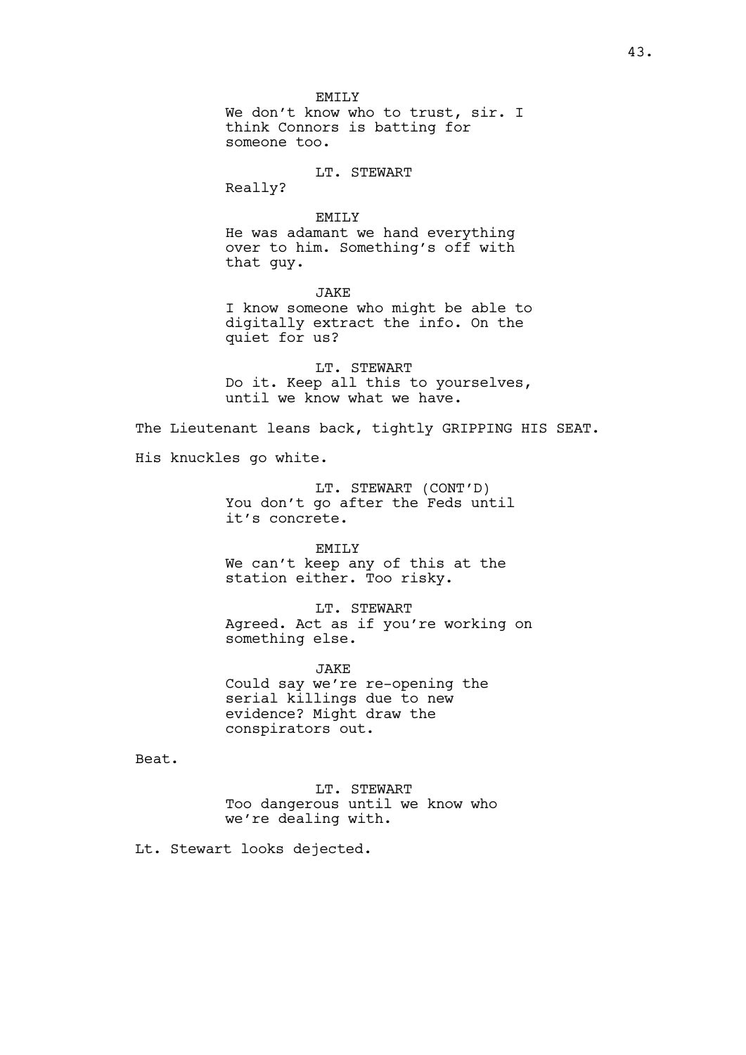EMILY
We don't know who to trust, sir. I think Connors is batting for someone too.

LT. STEWART
Really?

EMILY
He was adamant we hand everything over to him. Something's off with that guy.

JAKE
I know someone who might be able to digitally extract the info. On the quiet for us?

LT. STEWART
Do it. Keep all this to yourselves, until we know what we have.

The Lieutenant leans back, tightly GRIPPING HIS SEAT.

His knuckles go white.

LT. STEWART (CONT'D)
You don't go after the Feds until it's concrete.

EMILY
We can't keep any of this at the station either. Too risky.

LT. STEWART
Agreed. Act as if you're working on something else.

JAKE
Could say we're re-opening the serial killings due to new evidence? Might draw the conspirators out.

Beat.

LT. STEWART
Too dangerous until we know who we're dealing with.

Lt. Stewart looks dejected.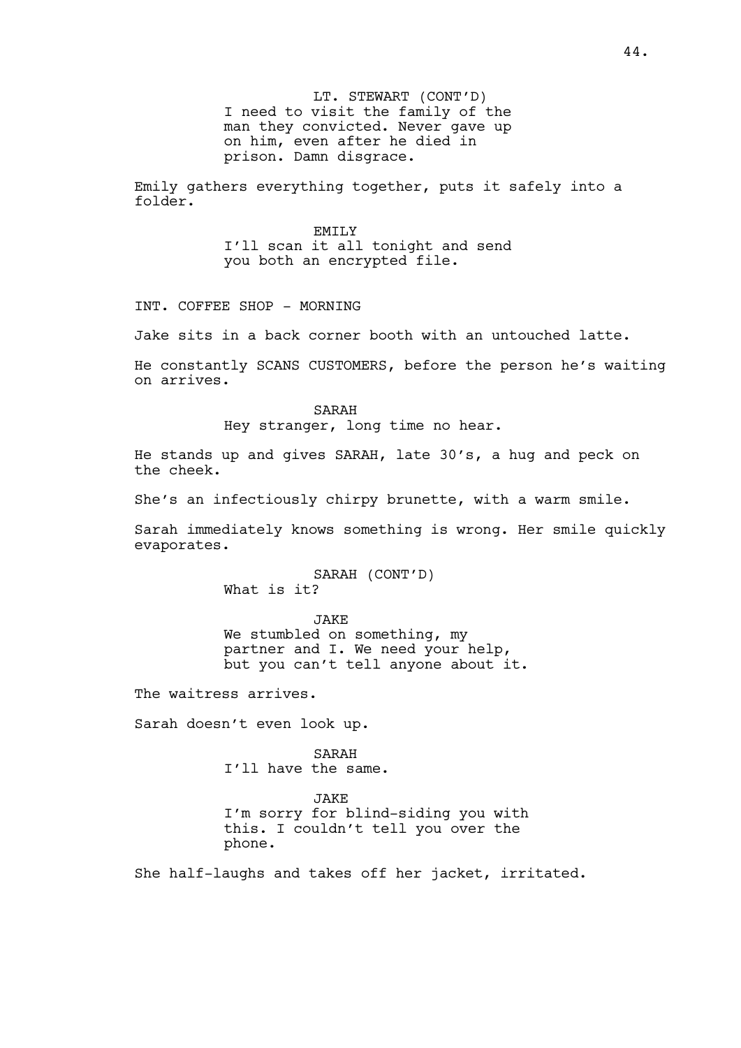LT. STEWART (CONT'D)
I need to visit the family of the man they convicted. Never gave up on him, even after he died in prison. Damn disgrace.

Emily gathers everything together, puts it safely into a folder.

EMILY
I'll scan it all tonight and send you both an encrypted file.

INT. COFFEE SHOP - MORNING

Jake sits in a back corner booth with an untouched latte.

He constantly SCANS CUSTOMERS, before the person he's waiting on arrives.

SARAH
Hey stranger, long time no hear.

He stands up and gives SARAH, late 30's, a hug and peck on the cheek.

She's an infectiously chirpy brunette, with a warm smile.

Sarah immediately knows something is wrong. Her smile quickly evaporates.

SARAH (CONT'D)
What is it?

JAKE
We stumbled on something, my partner and I. We need your help, but you can't tell anyone about it.

The waitress arrives.

Sarah doesn't even look up.

SARAH
I'll have the same.

JAKE
I'm sorry for blind-siding you with this. I couldn't tell you over the phone.

She half-laughs and takes off her jacket, irritated.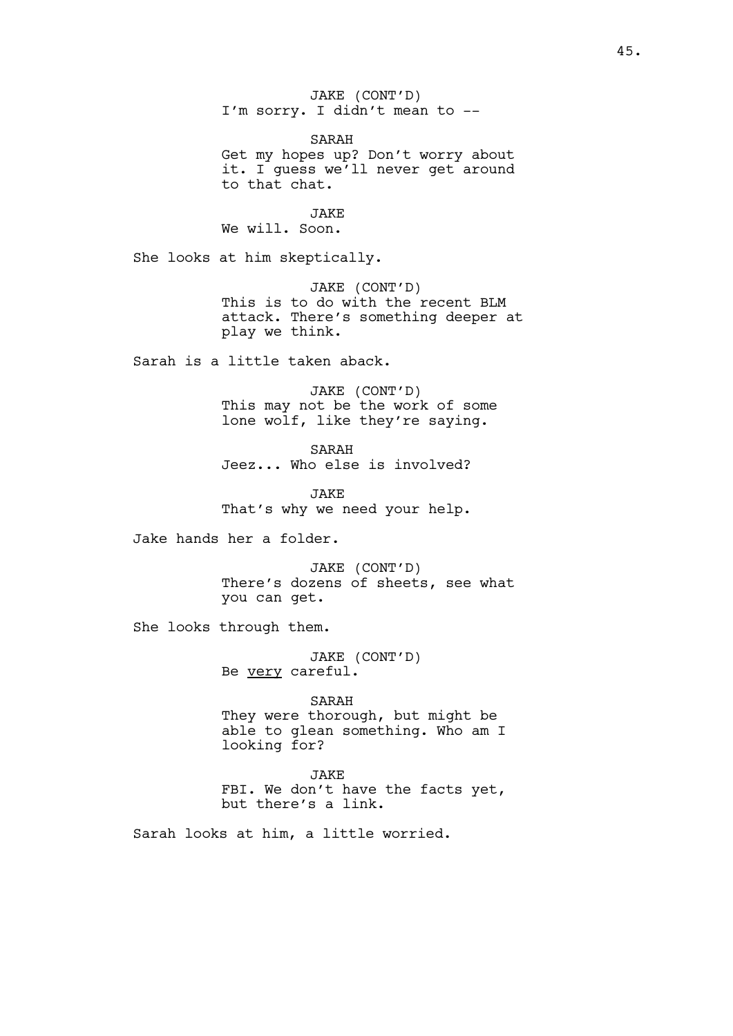JAKE (CONT'D)
I'm sorry. I didn't mean to --

SARAH
Get my hopes up? Don't worry about it. I guess we'll never get around to that chat.

JAKE
We will. Soon.

She looks at him skeptically.

JAKE (CONT'D)
This is to do with the recent BLM attack. There's something deeper at play we think.

Sarah is a little taken aback.

JAKE (CONT'D)
This may not be the work of some lone wolf, like they're saying.

SARAH
Jeez... Who else is involved?

JAKE
That's why we need your help.

Jake hands her a folder.

JAKE (CONT'D)
There's dozens of sheets, see what you can get.

She looks through them.

JAKE (CONT'D)
Be <u>very</u> careful.

SARAH
They were thorough, but might be able to glean something. Who am I looking for?

JAKE
FBI. We don't have the facts yet, but there's a link.

Sarah looks at him, a little worried.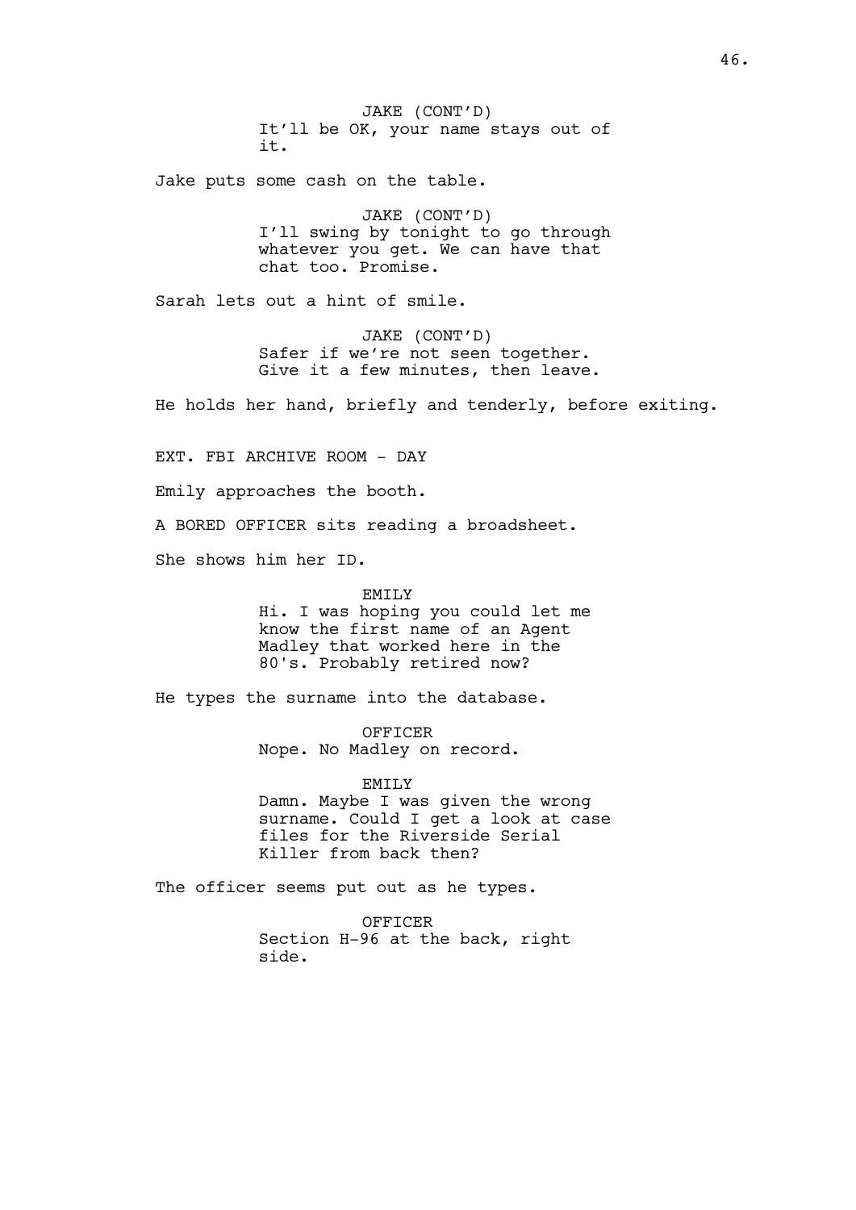JAKE (CONT'D)
It'll be OK, your name stays out of it.

Jake puts some cash on the table.

JAKE (CONT'D)
I'll swing by tonight to go through whatever you get. We can have that chat too. Promise.

Sarah lets out a hint of smile.

JAKE (CONT'D)
Safer if we're not seen together. Give it a few minutes, then leave.

He holds her hand, briefly and tenderly, before exiting.

EXT. FBI ARCHIVE ROOM - DAY

Emily approaches the booth.

A BORED OFFICER sits reading a broadsheet.

She shows him her ID.

EMILY
Hi. I was hoping you could let me know the first name of an Agent Madley that worked here in the 80's. Probably retired now?

He types the surname into the database.

OFFICER
Nope. No Madley on record.

EMILY
Damn. Maybe I was given the wrong surname. Could I get a look at case files for the Riverside Serial Killer from back then?

The officer seems put out as he types.

OFFICER
Section H-96 at the back, right side.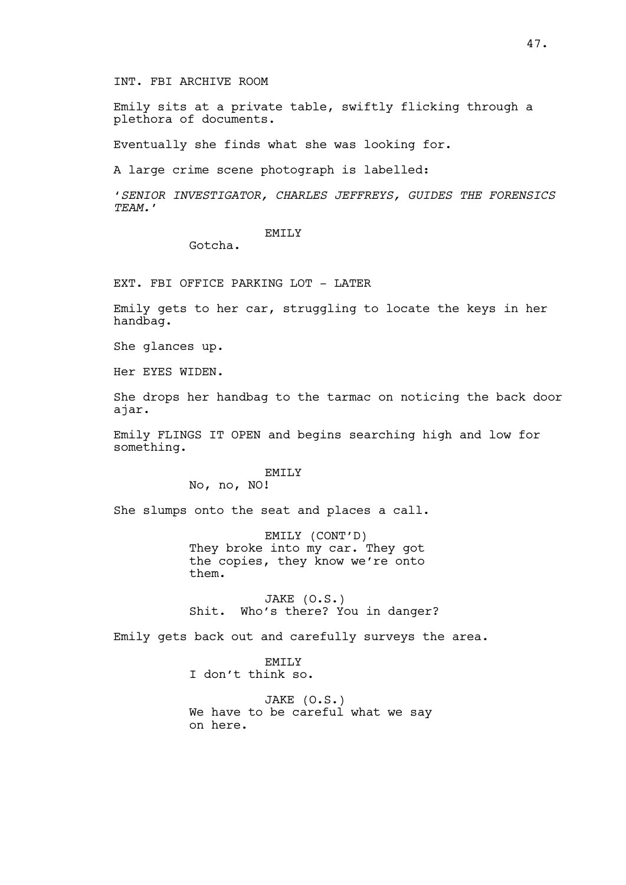INT. FBI ARCHIVE ROOM

Emily sits at a private table, swiftly flicking through a plethora of documents.

Eventually she finds what she was looking for.

A large crime scene photograph is labelled:

*'SENIOR INVESTIGATOR, CHARLES JEFFREYS, GUIDES THE FORENSICS TEAM.'*

EMILY
Gotcha.

EXT. FBI OFFICE PARKING LOT - LATER

Emily gets to her car, struggling to locate the keys in her handbag.

She glances up.

Her EYES WIDEN.

She drops her handbag to the tarmac on noticing the back door ajar.

Emily FLINGS IT OPEN and begins searching high and low for something.

EMILY
No, no, NO!

She slumps onto the seat and places a call.

EMILY (CONT'D)
They broke into my car. They got the copies, they know we're onto them.

JAKE (O.S.)
Shit. Who's there? You in danger?

Emily gets back out and carefully surveys the area.

EMILY
I don't think so.

JAKE (O.S.)
We have to be careful what we say on here.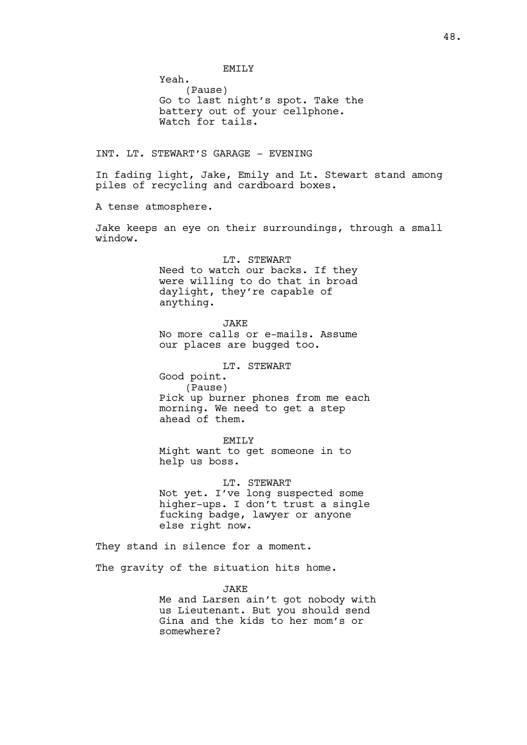EMILY

Yeah.

(Pause)

Go to last night's spot. Take the battery out of your cellphone. Watch for tails.

INT. LT. STEWART'S GARAGE - EVENING

In fading light, Jake, Emily and Lt. Stewart stand among piles of recycling and cardboard boxes.

A tense atmosphere.

Jake keeps an eye on their surroundings, through a small window.

LT. STEWART

Need to watch our backs. If they were willing to do that in broad daylight, they're capable of anything.

JAKE

No more calls or e-mails. Assume our places are bugged too.

LT. STEWART

Good point.

(Pause)

Pick up burner phones from me each morning. We need to get a step ahead of them.

EMILY

Might want to get someone in to help us boss.

LT. STEWART

Not yet. I've long suspected some higher-ups. I don't trust a single fucking badge, lawyer or anyone else right now.

They stand in silence for a moment.

The gravity of the situation hits home.

JAKE

Me and Larsen ain't got nobody with us Lieutenant. But you should send Gina and the kids to her mom's or somewhere?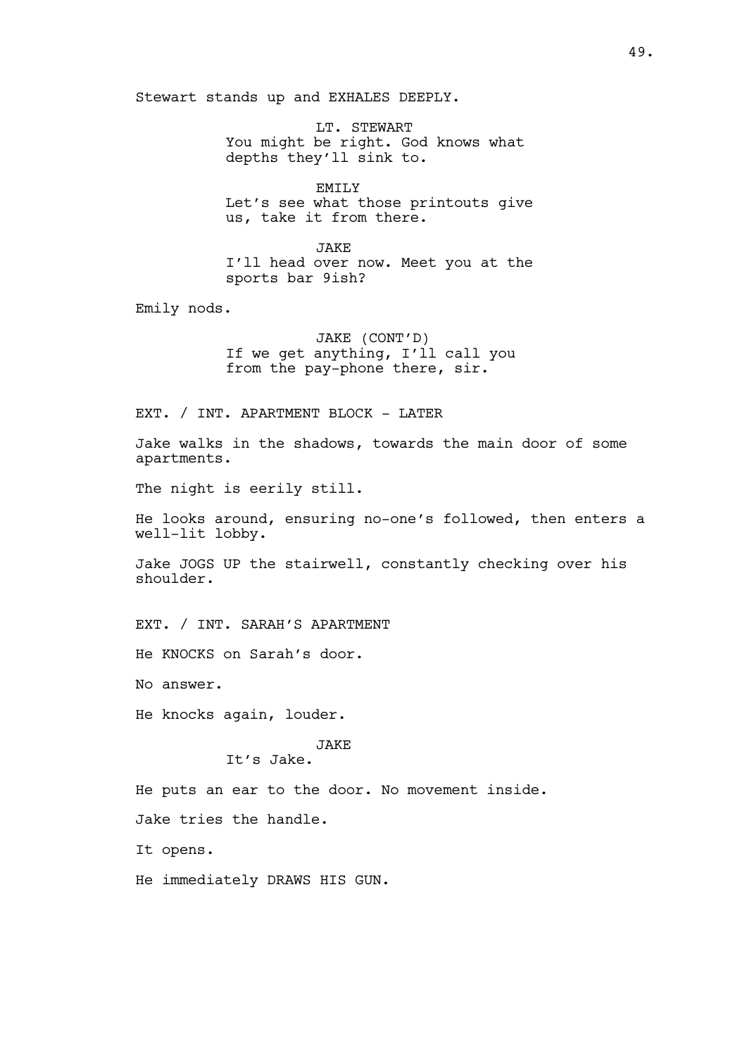Stewart stands up and EXHALES DEEPLY.

LT. STEWART
You might be right. God knows what depths they'll sink to.

EMILY
Let's see what those printouts give us, take it from there.

JAKE
I'll head over now. Meet you at the sports bar 9ish?

Emily nods.

JAKE (CONT'D)
If we get anything, I'll call you from the pay-phone there, sir.

EXT. / INT. APARTMENT BLOCK - LATER

Jake walks in the shadows, towards the main door of some apartments.

The night is eerily still.

He looks around, ensuring no-one's followed, then enters a well-lit lobby.

Jake JOGS UP the stairwell, constantly checking over his shoulder.

EXT. / INT. SARAH'S APARTMENT

He KNOCKS on Sarah's door.

No answer.

He knocks again, louder.

JAKE
It's Jake.

He puts an ear to the door. No movement inside.

Jake tries the handle.

It opens.

He immediately DRAWS HIS GUN.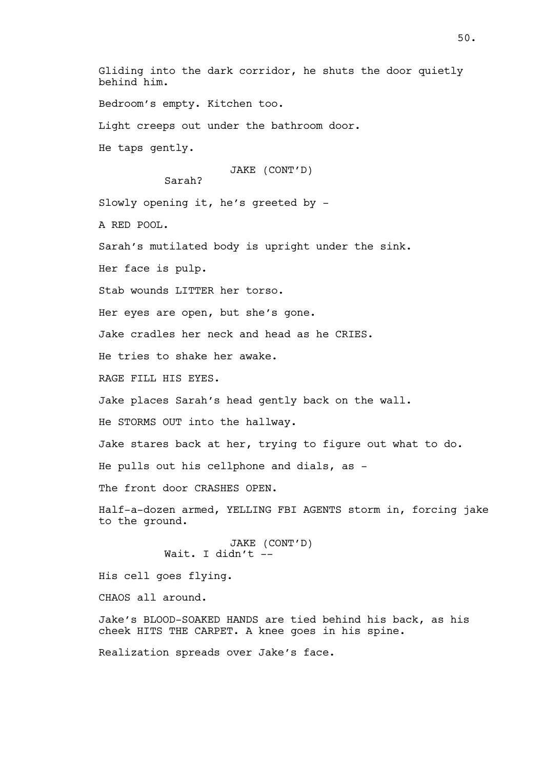Gliding into the dark corridor, he shuts the door quietly behind him.

Bedroom's empty. Kitchen too.

Light creeps out under the bathroom door.

He taps gently.

JAKE (CONT'D)
Sarah?

Slowly opening it, he's greeted by -

A RED POOL.

Sarah's mutilated body is upright under the sink.

Her face is pulp.

Stab wounds LITTER her torso.

Her eyes are open, but she's gone.

Jake cradles her neck and head as he CRIES.

He tries to shake her awake.

RAGE FILL HIS EYES.

Jake places Sarah's head gently back on the wall.

He STORMS OUT into the hallway.

Jake stares back at her, trying to figure out what to do.

He pulls out his cellphone and dials, as -

The front door CRASHES OPEN.

Half-a-dozen armed, YELLING FBI AGENTS storm in, forcing jake to the ground.

JAKE (CONT'D)
Wait. I didn't --

His cell goes flying.

CHAOS all around.

Jake's BLOOD-SOAKED HANDS are tied behind his back, as his cheek HITS THE CARPET. A knee goes in his spine.

Realization spreads over Jake's face.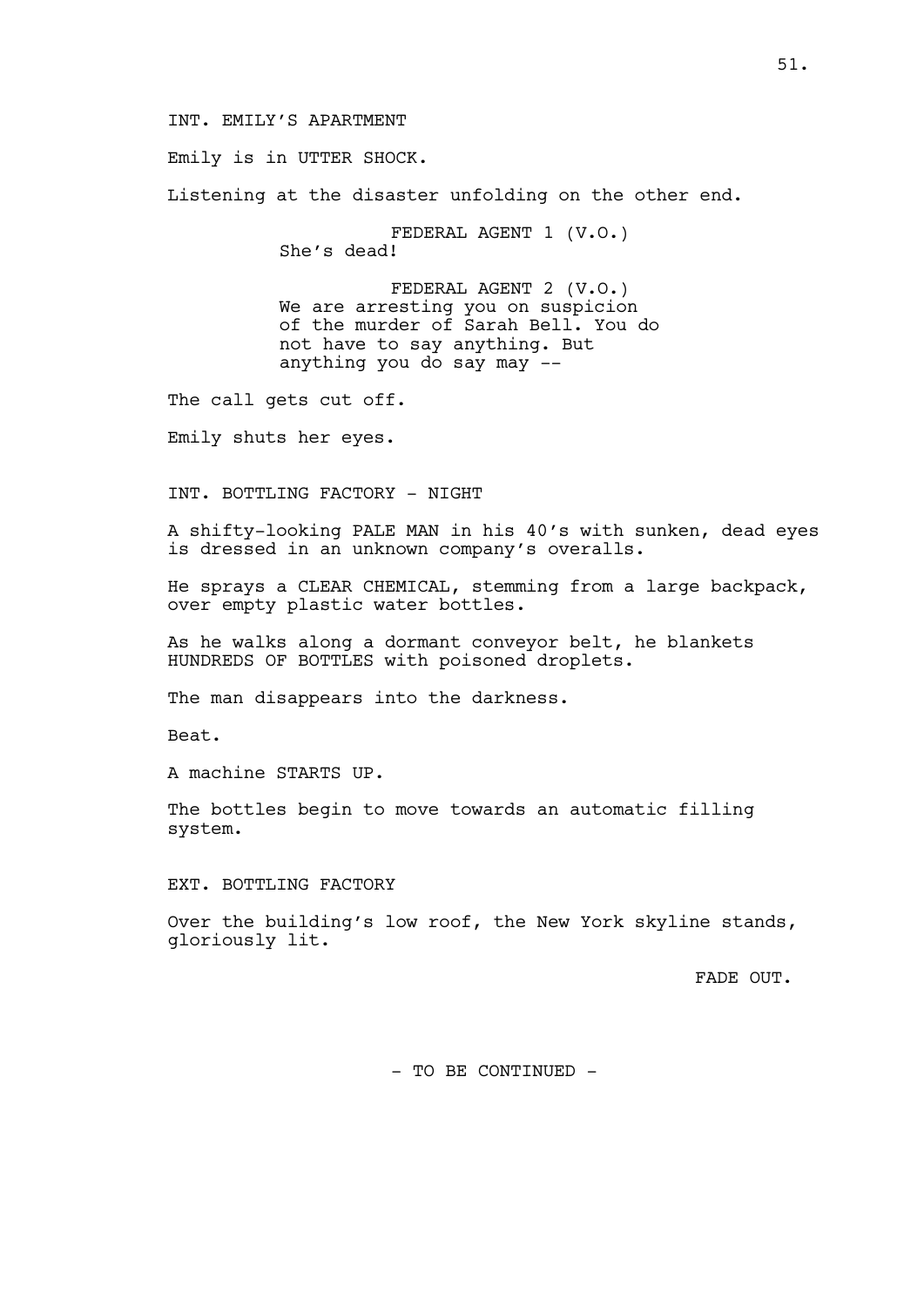INT. EMILY’S APARTMENT

Emily is in UTTER SHOCK.

Listening at the disaster unfolding on the other end.

FEDERAL AGENT 1 (V.O.)
She’s dead!

FEDERAL AGENT 2 (V.O.)
We are arresting you on suspicion of the murder of Sarah Bell. You do not have to say anything. But anything you do say may --

The call gets cut off.

Emily shuts her eyes.

INT. BOTTLING FACTORY - NIGHT

A shifty-looking PALE MAN in his 40’s with sunken, dead eyes is dressed in an unknown company’s overalls.

He sprays a CLEAR CHEMICAL, stemming from a large backpack, over empty plastic water bottles.

As he walks along a dormant conveyor belt, he blankets HUNDREDS OF BOTTLES with poisoned droplets.

The man disappears into the darkness.

Beat.

A machine STARTS UP.

The bottles begin to move towards an automatic filling system.

EXT. BOTTLING FACTORY

Over the building’s low roof, the New York skyline stands, gloriously lit.

FADE OUT.

- TO BE CONTINUED -